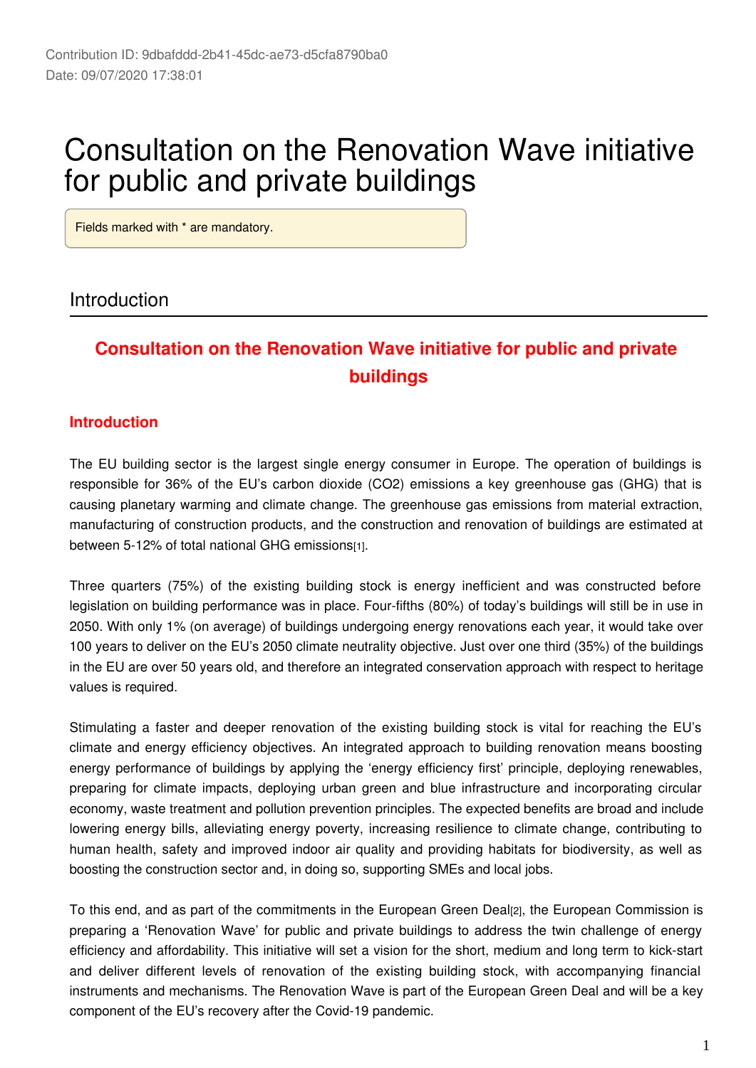Contribution ID: 9dbafddd-2b41-45dc-ae73-d5cfa8790ba0
Date: 09/07/2020 17:38:01

# Consultation on the Renovation Wave initiative for public and private buildings

Fields marked with * are mandatory.

## Introduction

### Consultation on the Renovation Wave initiative for public and private buildings

#### Introduction

The EU building sector is the largest single energy consumer in Europe. The operation of buildings is responsible for 36% of the EU's carbon dioxide ($CO_2$) emissions a key greenhouse gas (GHG) that is causing planetary warming and climate change. The greenhouse gas emissions from material extraction, manufacturing of construction products, and the construction and renovation of buildings are estimated at between 5-12% of total national GHG emissions[1].

Three quarters (75%) of the existing building stock is energy inefficient and was constructed before legislation on building performance was in place. Four-fifths (80%) of today's buildings will still be in use in 2050. With only 1% (on average) of buildings undergoing energy renovations each year, it would take over 100 years to deliver on the EU's 2050 climate neutrality objective. Just over one third (35%) of the buildings in the EU are over 50 years old, and therefore an integrated conservation approach with respect to heritage values is required.

Stimulating a faster and deeper renovation of the existing building stock is vital for reaching the EU's climate and energy efficiency objectives. An integrated approach to building renovation means boosting energy performance of buildings by applying the 'energy efficiency first' principle, deploying renewables, preparing for climate impacts, deploying urban green and blue infrastructure and incorporating circular economy, waste treatment and pollution prevention principles. The expected benefits are broad and include lowering energy bills, alleviating energy poverty, increasing resilience to climate change, contributing to human health, safety and improved indoor air quality and providing habitats for biodiversity, as well as boosting the construction sector and, in doing so, supporting SMEs and local jobs.

To this end, and as part of the commitments in the European Green Deal[2], the European Commission is preparing a 'Renovation Wave' for public and private buildings to address the twin challenge of energy efficiency and affordability. This initiative will set a vision for the short, medium and long term to kick-start and deliver different levels of renovation of the existing building stock, with accompanying financial instruments and mechanisms. The Renovation Wave is part of the European Green Deal and will be a key component of the EU's recovery after the Covid-19 pandemic.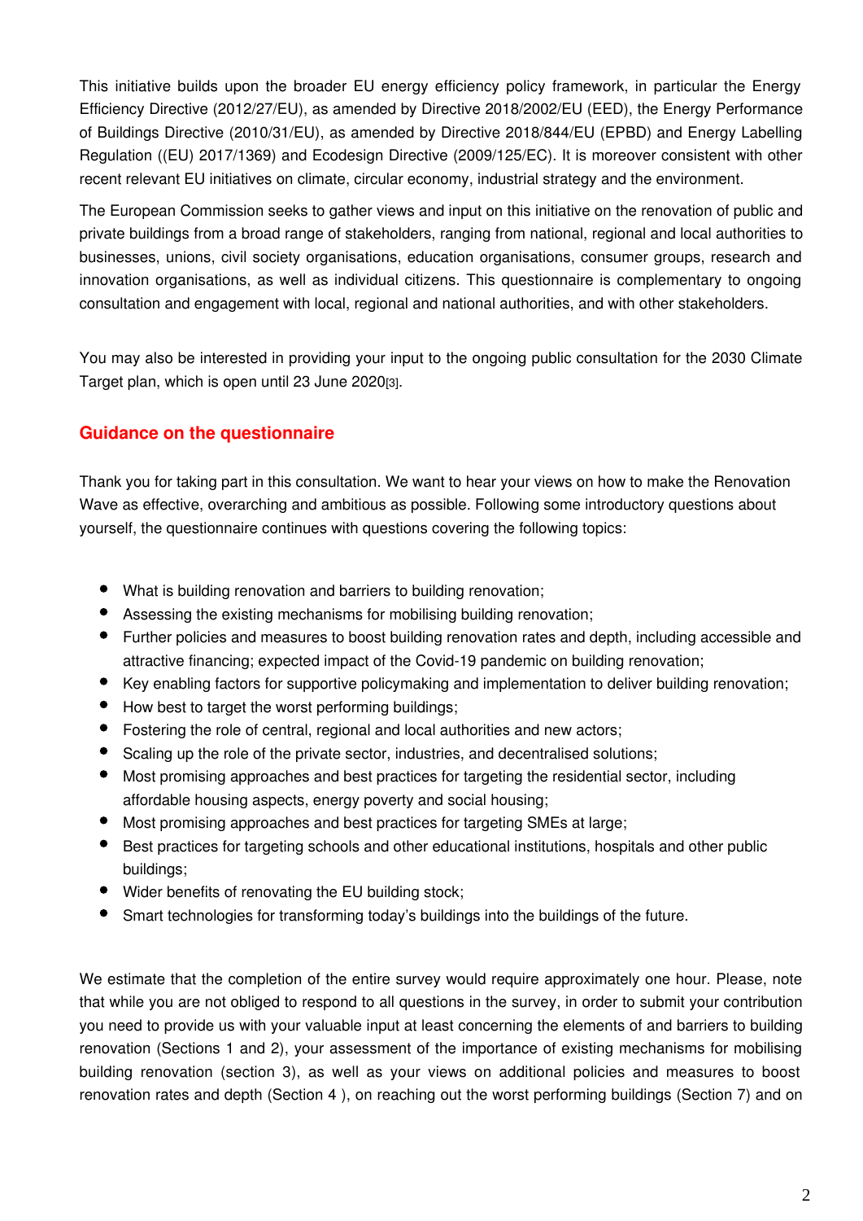This initiative builds upon the broader EU energy efficiency policy framework, in particular the Energy Efficiency Directive (2012/27/EU), as amended by Directive 2018/2002/EU (EED), the Energy Performance of Buildings Directive (2010/31/EU), as amended by Directive 2018/844/EU (EPBD) and Energy Labelling Regulation ((EU) 2017/1369) and Ecodesign Directive (2009/125/EC). It is moreover consistent with other recent relevant EU initiatives on climate, circular economy, industrial strategy and the environment.

The European Commission seeks to gather views and input on this initiative on the renovation of public and private buildings from a broad range of stakeholders, ranging from national, regional and local authorities to businesses, unions, civil society organisations, education organisations, consumer groups, research and innovation organisations, as well as individual citizens. This questionnaire is complementary to ongoing consultation and engagement with local, regional and national authorities, and with other stakeholders.

You may also be interested in providing your input to the ongoing public consultation for the 2030 Climate Target plan, which is open until 23 June 2020[3].

## Guidance on the questionnaire

Thank you for taking part in this consultation. We want to hear your views on how to make the Renovation Wave as effective, overarching and ambitious as possible. Following some introductory questions about yourself, the questionnaire continues with questions covering the following topics:

- What is building renovation and barriers to building renovation;
- Assessing the existing mechanisms for mobilising building renovation;
- Further policies and measures to boost building renovation rates and depth, including accessible and attractive financing; expected impact of the Covid-19 pandemic on building renovation;
- Key enabling factors for supportive policymaking and implementation to deliver building renovation;
- How best to target the worst performing buildings;
- Fostering the role of central, regional and local authorities and new actors;
- Scaling up the role of the private sector, industries, and decentralised solutions;
- Most promising approaches and best practices for targeting the residential sector, including affordable housing aspects, energy poverty and social housing;
- Most promising approaches and best practices for targeting SMEs at large;
- Best practices for targeting schools and other educational institutions, hospitals and other public buildings;
- Wider benefits of renovating the EU building stock;
- Smart technologies for transforming today's buildings into the buildings of the future.

We estimate that the completion of the entire survey would require approximately one hour. Please, note that while you are not obliged to respond to all questions in the survey, in order to submit your contribution you need to provide us with your valuable input at least concerning the elements of and barriers to building renovation (Sections 1 and 2), your assessment of the importance of existing mechanisms for mobilising building renovation (section 3), as well as your views on additional policies and measures to boost renovation rates and depth (Section 4 ), on reaching out the worst performing buildings (Section 7) and on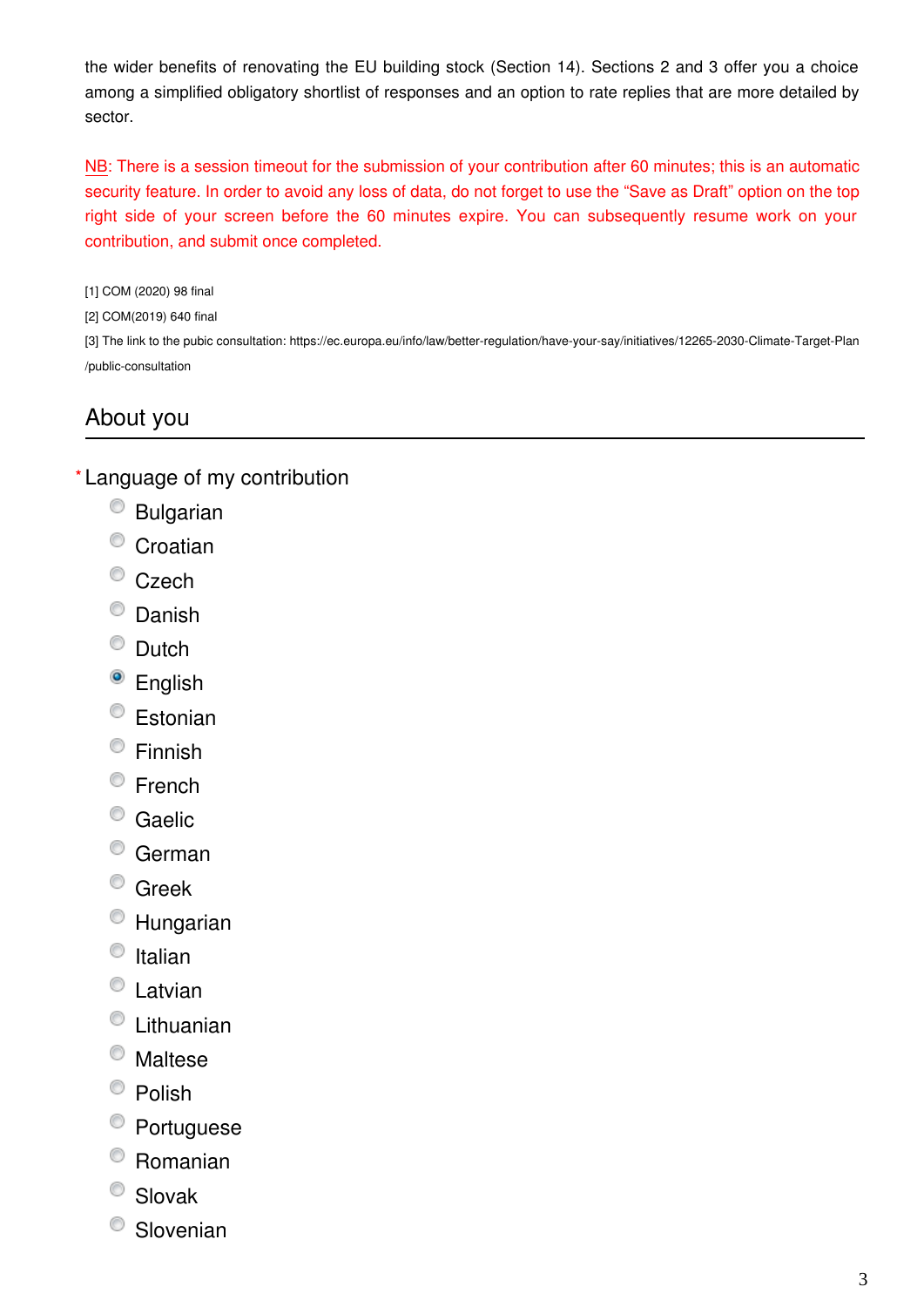the wider benefits of renovating the EU building stock (Section 14). Sections 2 and 3 offer you a choice among a simplified obligatory shortlist of responses and an option to rate replies that are more detailed by sector.

NB: There is a session timeout for the submission of your contribution after 60 minutes; this is an automatic security feature. In order to avoid any loss of data, do not forget to use the "Save as Draft" option on the top right side of your screen before the 60 minutes expire. You can subsequently resume work on your contribution, and submit once completed.

[1] COM (2020) 98 final

[2] COM(2019) 640 final

[3] The link to the pubic consultation: https://ec.europa.eu/info/law/better-regulation/have-your-say/initiatives/12265-2030-Climate-Target-Plan/public-consultation

## About you

* Language of my contribution

- ○ Bulgarian
- ○ Croatian
- ○ Czech
- ○ Danish
- ○ Dutch
- ● English
- ○ Estonian
- ○ Finnish
- ○ French
- ○ Gaelic
- ○ German
- ○ Greek
- ○ Hungarian
- ○ Italian
- ○ Latvian
- ○ Lithuanian
- ○ Maltese
- ○ Polish
- ○ Portuguese
- ○ Romanian
- ○ Slovak
- ○ Slovenian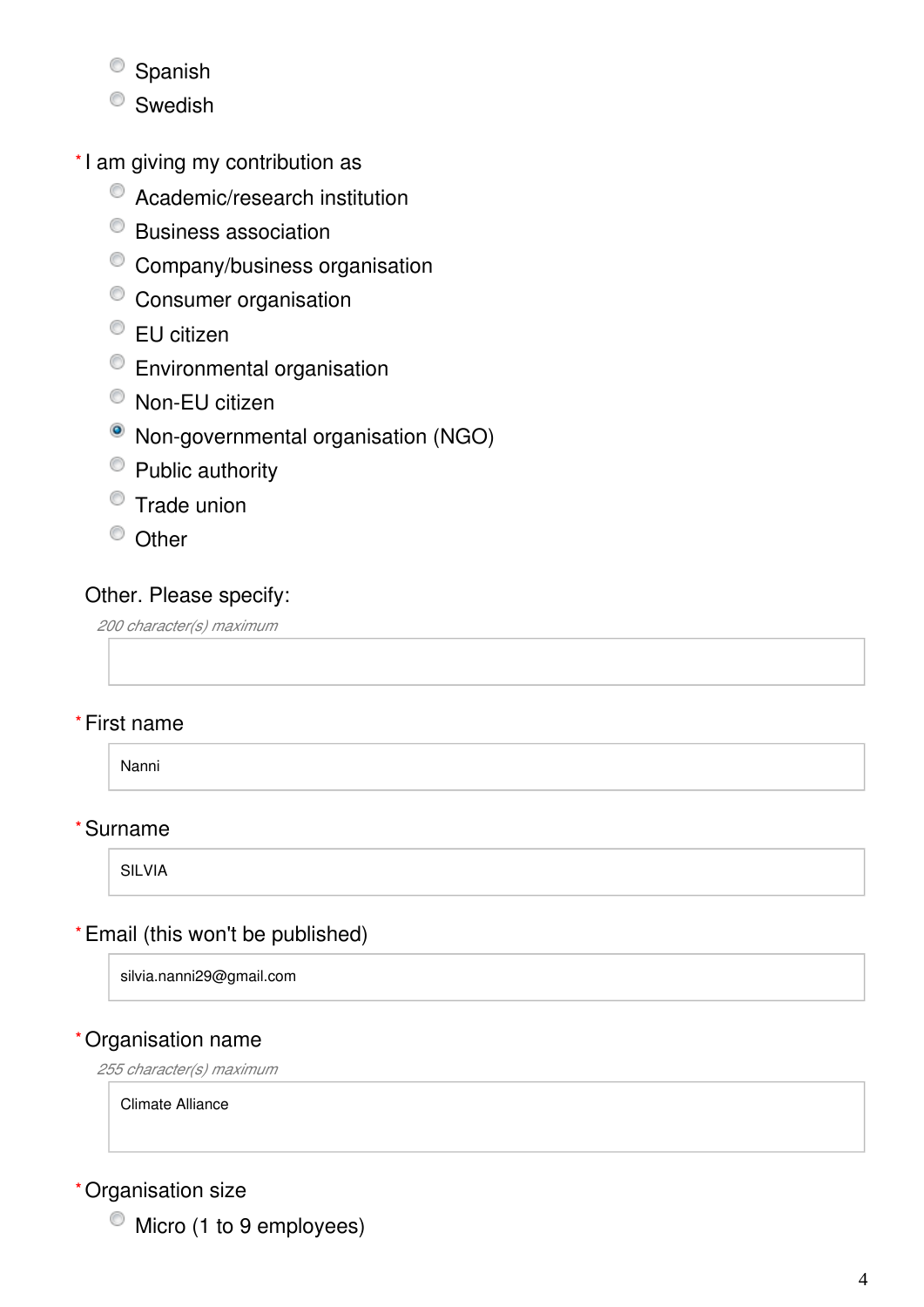- ◯ Spanish
- ◯ Swedish

\* I am giving my contribution as

- ◯ Academic/research institution
- ◯ Business association
- ◯ Company/business organisation
- ◯ Consumer organisation
- ◯ EU citizen
- ◯ Environmental organisation
- ◯ Non-EU citizen
- ◉ Non-governmental organisation (NGO)
- ◯ Public authority
- ◯ Trade union
- ◯ Other

Other. Please specify:

*200 character(s) maximum*

\* First name

Nanni

\* Surname

SILVIA

\* Email (this won't be published)

silvia.nanni29@gmail.com

\* Organisation name

*255 character(s) maximum*

Climate Alliance

\* Organisation size

- ◯ Micro (1 to 9 employees)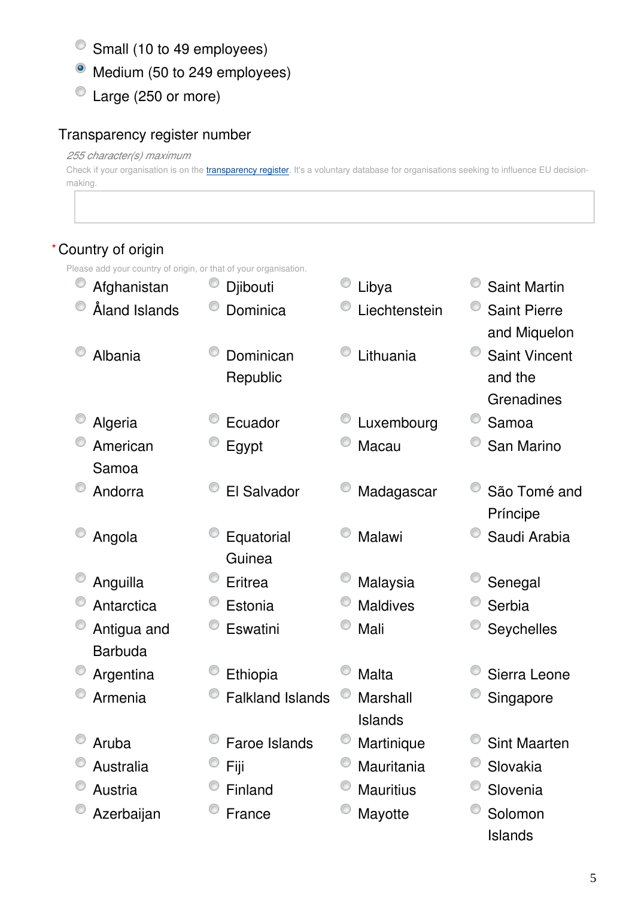- ○ Small (10 to 49 employees)
- ● Medium (50 to 250 employees)
- ○ Large (250 or more)

Transparency register number

*255 character(s) maximum*

Check if your organisation is on the transparency register. It's a voluntary database for organisations seeking to influence EU decision-making.

\* Country of origin

Please add your country of origin, or that of your organisation.

- ○ Afghanistan
- ○ Åland Islands
- ○ Albania
- ○ Algeria
- ○ American Samoa
- ○ Andorra
- ○ Angola
- ○ Anguilla
- ○ Antarctica
- ○ Antigua and Barbuda
- ○ Argentina
- ○ Armenia
- ○ Aruba
- ○ Australia
- ○ Austria
- ○ Azerbaijan
- ○ Djibouti
- ○ Dominica
- ○ Dominican Republic
- ○ Ecuador
- ○ Egypt
- ○ El Salvador
- ○ Equatorial Guinea
- ○ Eritrea
- ○ Estonia
- ○ Eswatini
- ○ Ethiopia
- ○ Falkland Islands
- ○ Faroe Islands
- ○ Fiji
- ○ Finland
- ○ France
- ○ Libya
- ○ Liechtenstein
- ○ Lithuania
- ○ Luxembourg
- ○ Macau
- ○ Madagascar
- ○ Malawi
- ○ Malaysia
- ○ Maldives
- ○ Mali
- ○ Malta
- ○ Marshall Islands
- ○ Martinique
- ○ Mauritania
- ○ Mauritius
- ○ Mayotte
- ○ Saint Martin
- ○ Saint Pierre and Miquelon
- ○ Saint Vincent and the Grenadines
- ○ Samoa
- ○ San Marino
- ○ São Tomé and Príncipe
- ○ Saudi Arabia
- ○ Senegal
- ○ Serbia
- ○ Seychelles
- ○ Sierra Leone
- ○ Singapore
- ○ Sint Maarten
- ○ Slovakia
- ○ Slovenia
- ○ Solomon Islands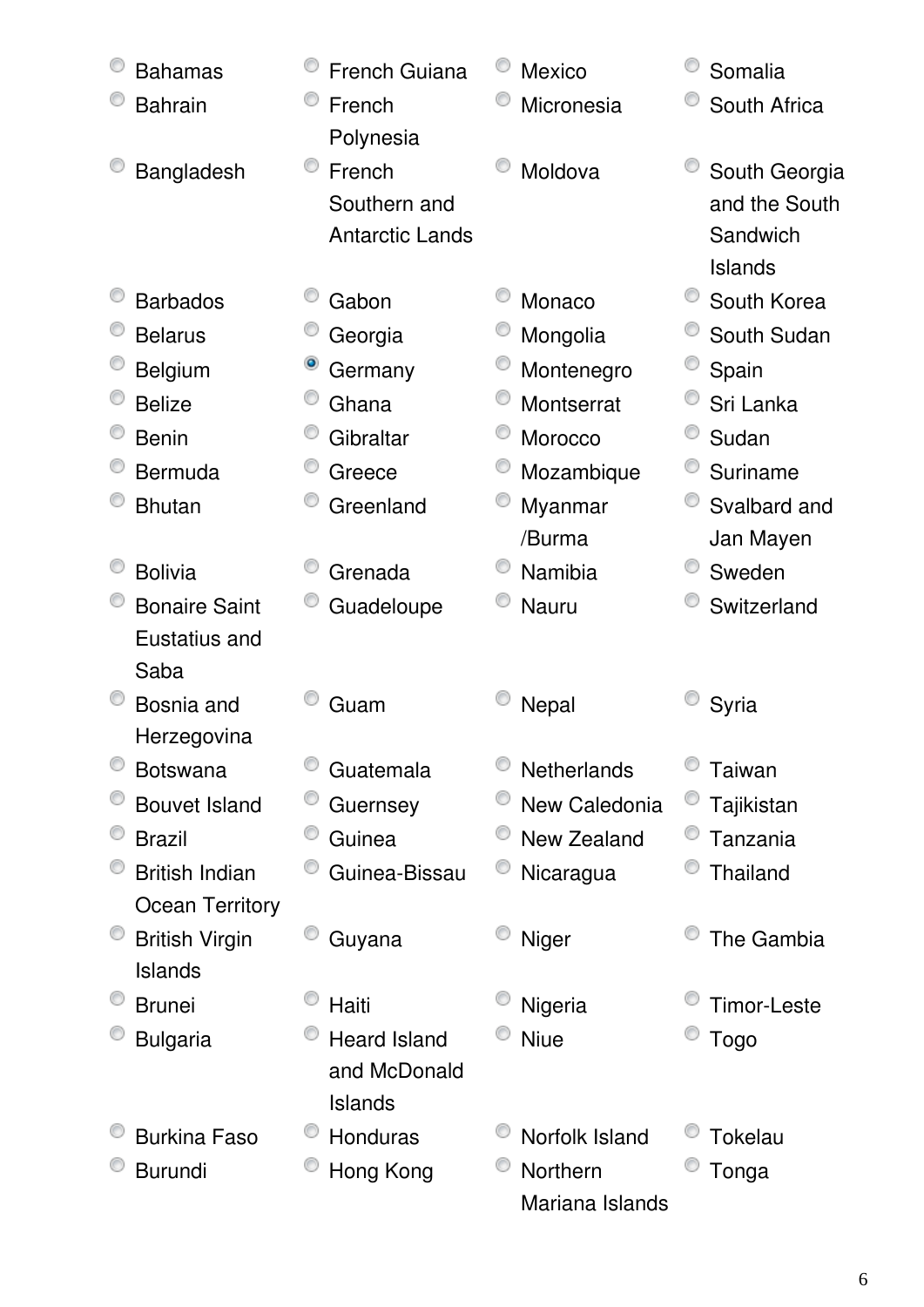- ( ) Bahamas
- ( ) Bahrain
- ( ) Bangladesh
- ( ) Barbados
- ( ) Belarus
- ( ) Belgium
- ( ) Belize
- ( ) Benin
- ( ) Bermuda
- ( ) Bhutan
- ( ) Bolivia
- ( ) Bonaire Saint Eustatius and Saba
- ( ) Bosnia and Herzegovina
- ( ) Botswana
- ( ) Bouvet Island
- ( ) Brazil
- ( ) British Indian Ocean Territory
- ( ) British Virgin Islands
- ( ) Brunei
- ( ) Bulgaria
- ( ) Burkina Faso
- ( ) Burundi
- ( ) French Guiana
- ( ) French Polynesia
- ( ) French Southern and Antarctic Lands
- ( ) Gabon
- ( ) Georgia
- (x) Germany
- ( ) Ghana
- ( ) Gibraltar
- ( ) Greece
- ( ) Greenland
- ( ) Grenada
- ( ) Guadeloupe
- ( ) Guam
- ( ) Guatemala
- ( ) Guernsey
- ( ) Guinea
- ( ) Guinea-Bissau
- ( ) Guyana
- ( ) Haiti
- ( ) Heard Island and McDonald Islands
- ( ) Honduras
- ( ) Hong Kong
- ( ) Mexico
- ( ) Micronesia
- ( ) Moldova
- ( ) Monaco
- ( ) Mongolia
- ( ) Montenegro
- ( ) Montserrat
- ( ) Morocco
- ( ) Mozambique
- ( ) Myanmar /Burma
- ( ) Namibia
- ( ) Nauru
- ( ) Nepal
- ( ) Netherlands
- ( ) New Caledonia
- ( ) New Zealand
- ( ) Nicaragua
- ( ) Niger
- ( ) Nigeria
- ( ) Niue
- ( ) Norfolk Island
- ( ) Northern Mariana Islands
- ( ) Somalia
- ( ) South Africa
- ( ) South Georgia and the South Sandwich Islands
- ( ) South Korea
- ( ) South Sudan
- ( ) Spain
- ( ) Sri Lanka
- ( ) Sudan
- ( ) Suriname
- ( ) Svalbard and Jan Mayen
- ( ) Sweden
- ( ) Switzerland
- ( ) Syria
- ( ) Taiwan
- ( ) Tajikistan
- ( ) Tanzania
- ( ) Thailand
- ( ) The Gambia
- ( ) Timor-Leste
- ( ) Togo
- ( ) Tokelau
- ( ) Tonga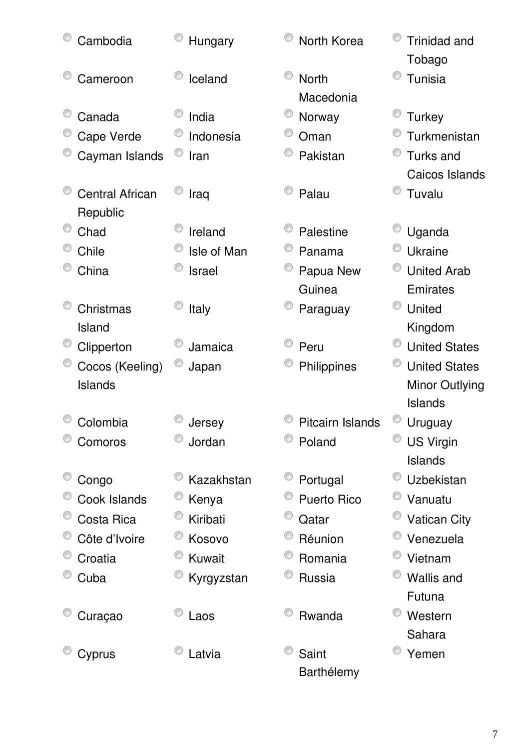- Cambodia
- Cameroon
- Canada
- Cape Verde
- Cayman Islands
- Central African Republic
- Chad
- Chile
- China
- Christmas Island
- Clipperton
- Cocos (Keeling) Islands
- Colombia
- Comoros
- Congo
- Cook Islands
- Costa Rica
- Côte d'Ivoire
- Croatia
- Cuba
- Curaçao
- Cyprus
- Hungary
- Iceland
- India
- Indonesia
- Iran
- Iraq
- Ireland
- Isle of Man
- Israel
- Italy
- Jamaica
- Japan
- Jersey
- Jordan
- Kazakhstan
- Kenya
- Kiribati
- Kosovo
- Kuwait
- Kyrgyzstan
- Laos
- Latvia
- North Korea
- North Macedonia
- Norway
- Oman
- Pakistan
- Palau
- Palestine
- Panama
- Papua New Guinea
- Paraguay
- Peru
- Philippines
- Pitcairn Islands
- Poland
- Portugal
- Puerto Rico
- Qatar
- Réunion
- Romania
- Russia
- Rwanda
- Saint Barthélemy
- Trinidad and Tobago
- Tunisia
- Turkey
- Turkmenistan
- Turks and Caicos Islands
- Tuvalu
- Uganda
- Ukraine
- United Arab Emirates
- United Kingdom
- United States
- United States Minor Outlying Islands
- Uruguay
- US Virgin Islands
- Uzbekistan
- Vanuatu
- Vatican City
- Venezuela
- Vietnam
- Wallis and Futuna
- Western Sahara
- Yemen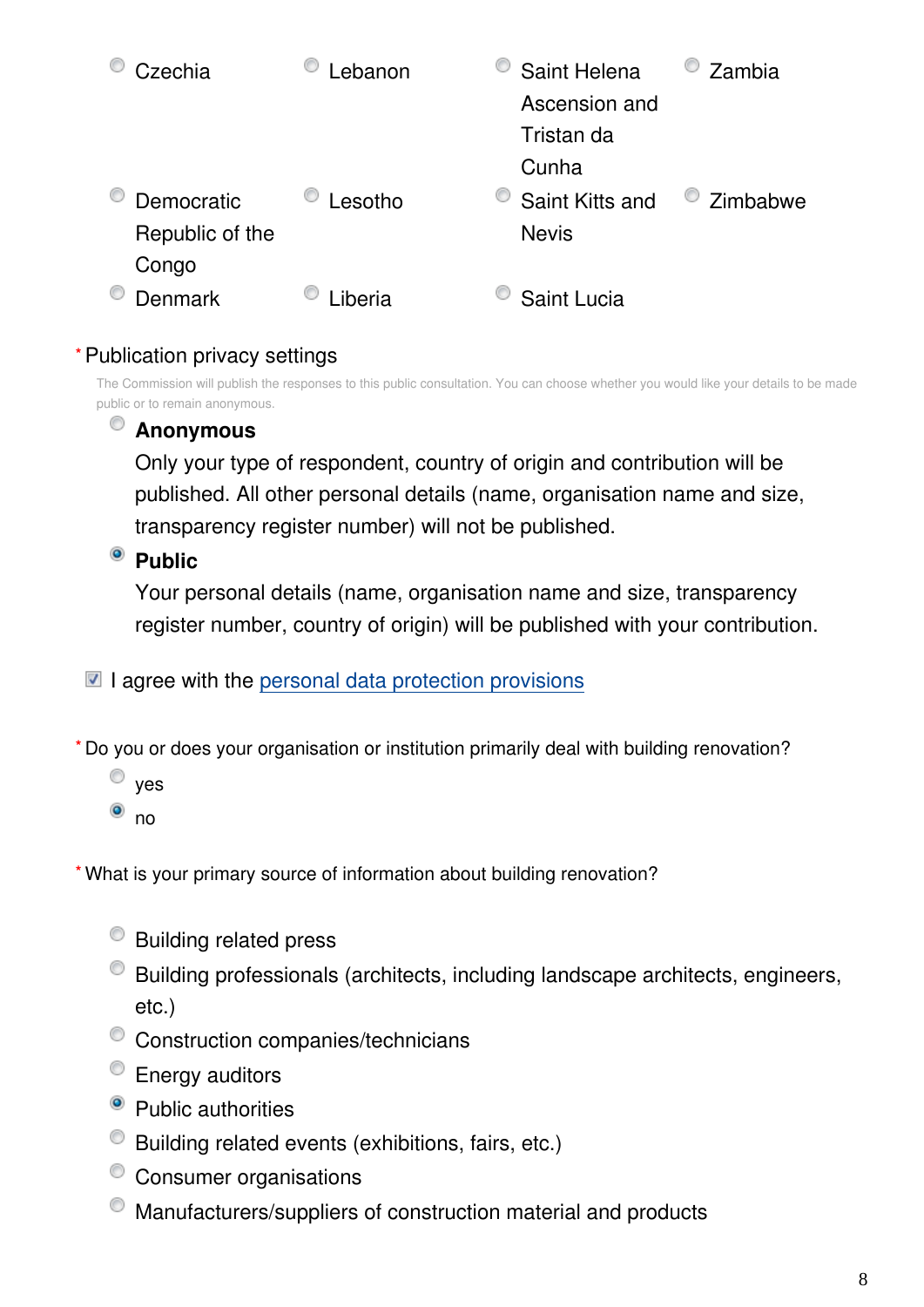- Czechia
- Democratic Republic of the Congo
- Denmark
- Lebanon
- Lesotho
- Liberia
- Saint Helena Ascension and Tristan da Cunha
- Saint Kitts and Nevis
- Saint Lucia
- Zambia
- Zimbabwe

\* Publication privacy settings

The Commission will publish the responses to this public consultation. You can choose whether you would like your details to be made public or to remain anonymous.

- **Anonymous**
  Only your type of respondent, country of origin and contribution will be published. All other personal details (name, organisation name and size, transparency register number) will not be published.
- (x) **Public**
  Your personal details (name, organisation name and size, transparency register number, country of origin) will be published with your contribution.

[x] I agree with the personal data protection provisions

\* Do you or does your organisation or institution primarily deal with building renovation?

- yes
- (x) no

\* What is your primary source of information about building renovation?

- Building related press
- Building professionals (architects, including landscape architects, engineers, etc.)
- Construction companies/technicians
- Energy auditors
- (x) Public authorities
- Building related events (exhibitions, fairs, etc.)
- Consumer organisations
- Manufacturers/suppliers of construction material and products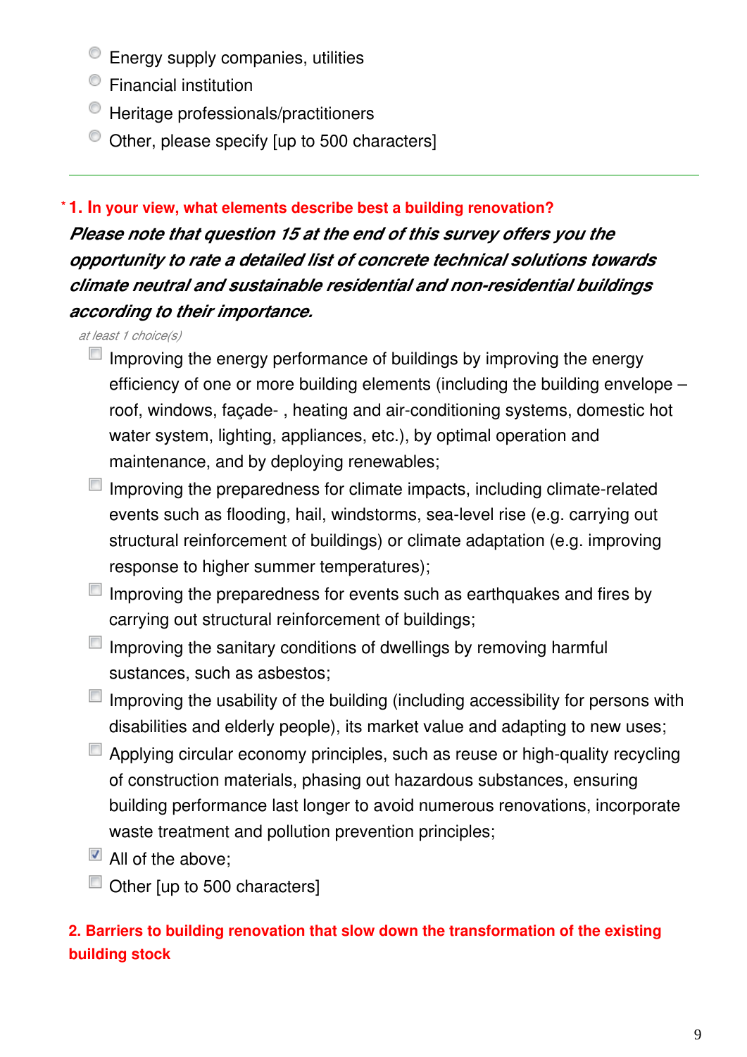- Energy supply companies, utilities
- Financial institution
- Heritage professionals/practitioners
- Other, please specify [up to 500 characters]

---

**\* 1. In your view, what elements describe best a building renovation?**

***Please note that question 15 at the end of this survey offers you the opportunity to rate a detailed list of concrete technical solutions towards climate neutral and sustainable residential and non-residential buildings according to their importance.***

*at least 1 choice(s)*

- [ ] Improving the energy performance of buildings by improving the energy efficiency of one or more building elements (including the building envelope – roof, windows, façade- , heating and air-conditioning systems, domestic hot water system, lighting, appliances, etc.), by optimal operation and maintenance, and by deploying renewables;
- [ ] Improving the preparedness for climate impacts, including climate-related events such as flooding, hail, windstorms, sea-level rise (e.g. carrying out structural reinforcement of buildings) or climate adaptation (e.g. improving response to higher summer temperatures);
- [ ] Improving the preparedness for events such as earthquakes and fires by carrying out structural reinforcement of buildings;
- [ ] Improving the sanitary conditions of dwellings by removing harmful sustances, such as asbestos;
- [ ] Improving the usability of the building (including accessibility for persons with disabilities and elderly people), its market value and adapting to new uses;
- [ ] Applying circular economy principles, such as reuse or high-quality recycling of construction materials, phasing out hazardous substances, ensuring building performance last longer to avoid numerous renovations, incorporate waste treatment and pollution prevention principles;
- [x] All of the above;
- [ ] Other [up to 500 characters]

**2. Barriers to building renovation that slow down the transformation of the existing building stock**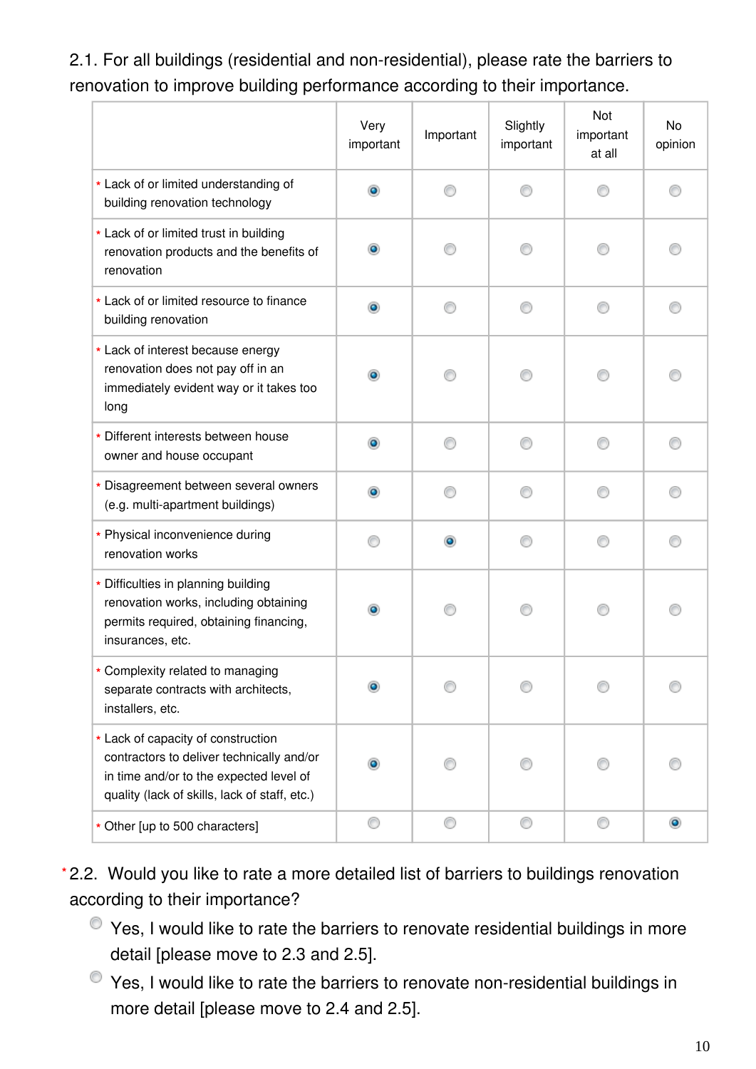2.1. For all buildings (residential and non-residential), please rate the barriers to renovation to improve building performance according to their importance.

| | Very important | Important | Slightly important | Not important at all | No opinion |
|---|---|---|---|---|---|
| * Lack of or limited understanding of building renovation technology | ● | ○ | ○ | ○ | ○ |
| * Lack of or limited trust in building renovation products and the benefits of renovation | ● | ○ | ○ | ○ | ○ |
| * Lack of or limited resource to finance building renovation | ● | ○ | ○ | ○ | ○ |
| * Lack of interest because energy renovation does not pay off in an immediately evident way or it takes too long | ● | ○ | ○ | ○ | ○ |
| * Different interests between house owner and house occupant | ● | ○ | ○ | ○ | ○ |
| * Disagreement between several owners (e.g. multi-apartment buildings) | ● | ○ | ○ | ○ | ○ |
| * Physical inconvenience during renovation works | ○ | ● | ○ | ○ | ○ |
| * Difficulties in planning building renovation works, including obtaining permits required, obtaining financing, insurances, etc. | ● | ○ | ○ | ○ | ○ |
| * Complexity related to managing separate contracts with architects, installers, etc. | ● | ○ | ○ | ○ | ○ |
| * Lack of capacity of construction contractors to deliver technically and/or in time and/or to the expected level of quality (lack of skills, lack of staff, etc.) | ● | ○ | ○ | ○ | ○ |
| * Other [up to 500 characters] | ○ | ○ | ○ | ○ | ● |

*2.2. Would you like to rate a more detailed list of barriers to buildings renovation according to their importance?

- ○ Yes, I would like to rate the barriers to renovate residential buildings in more detail [please move to 2.3 and 2.5].
- ○ Yes, I would like to rate the barriers to renovate non-residential buildings in more detail [please move to 2.4 and 2.5].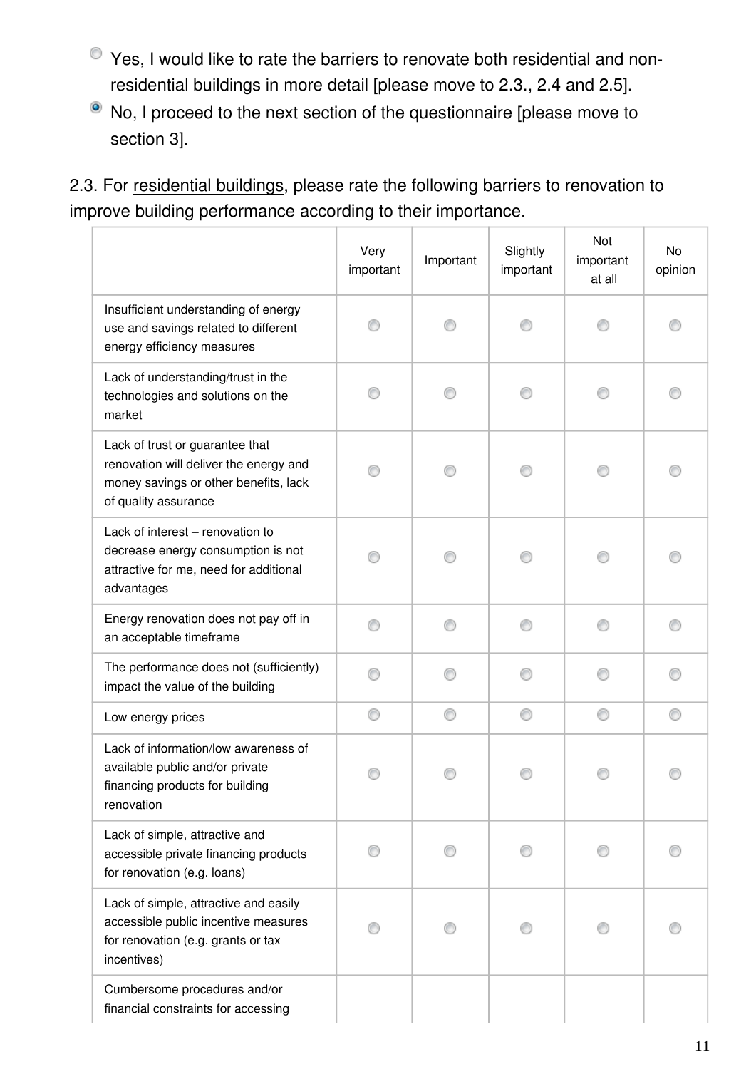- ○ Yes, I would like to rate the barriers to renovate both residential and non-residential buildings in more detail [please move to 2.3., 2.4 and 2.5].
- ◉ No, I proceed to the next section of the questionnaire [please move to section 3].

2.3. For residential buildings, please rate the following barriers to renovation to improve building performance according to their importance.

| | Very important | Important | Slightly important | Not important at all | No opinion |
|---|---|---|---|---|---|
| Insufficient understanding of energy use and savings related to different energy efficiency measures | ○ | ○ | ○ | ○ | ○ |
| Lack of understanding/trust in the technologies and solutions on the market | ○ | ○ | ○ | ○ | ○ |
| Lack of trust or guarantee that renovation will deliver the energy and money savings or other benefits, lack of quality assurance | ○ | ○ | ○ | ○ | ○ |
| Lack of interest – renovation to decrease energy consumption is not attractive for me, need for additional advantages | ○ | ○ | ○ | ○ | ○ |
| Energy renovation does not pay off in an acceptable timeframe | ○ | ○ | ○ | ○ | ○ |
| The performance does not (sufficiently) impact the value of the building | ○ | ○ | ○ | ○ | ○ |
| Low energy prices | ○ | ○ | ○ | ○ | ○ |
| Lack of information/low awareness of available public and/or private financing products for building renovation | ○ | ○ | ○ | ○ | ○ |
| Lack of simple, attractive and accessible private financing products for renovation (e.g. loans) | ○ | ○ | ○ | ○ | ○ |
| Lack of simple, attractive and easily accessible public incentive measures for renovation (e.g. grants or tax incentives) | ○ | ○ | ○ | ○ | ○ |
| Cumbersome procedures and/or financial constraints for accessing | | | | | |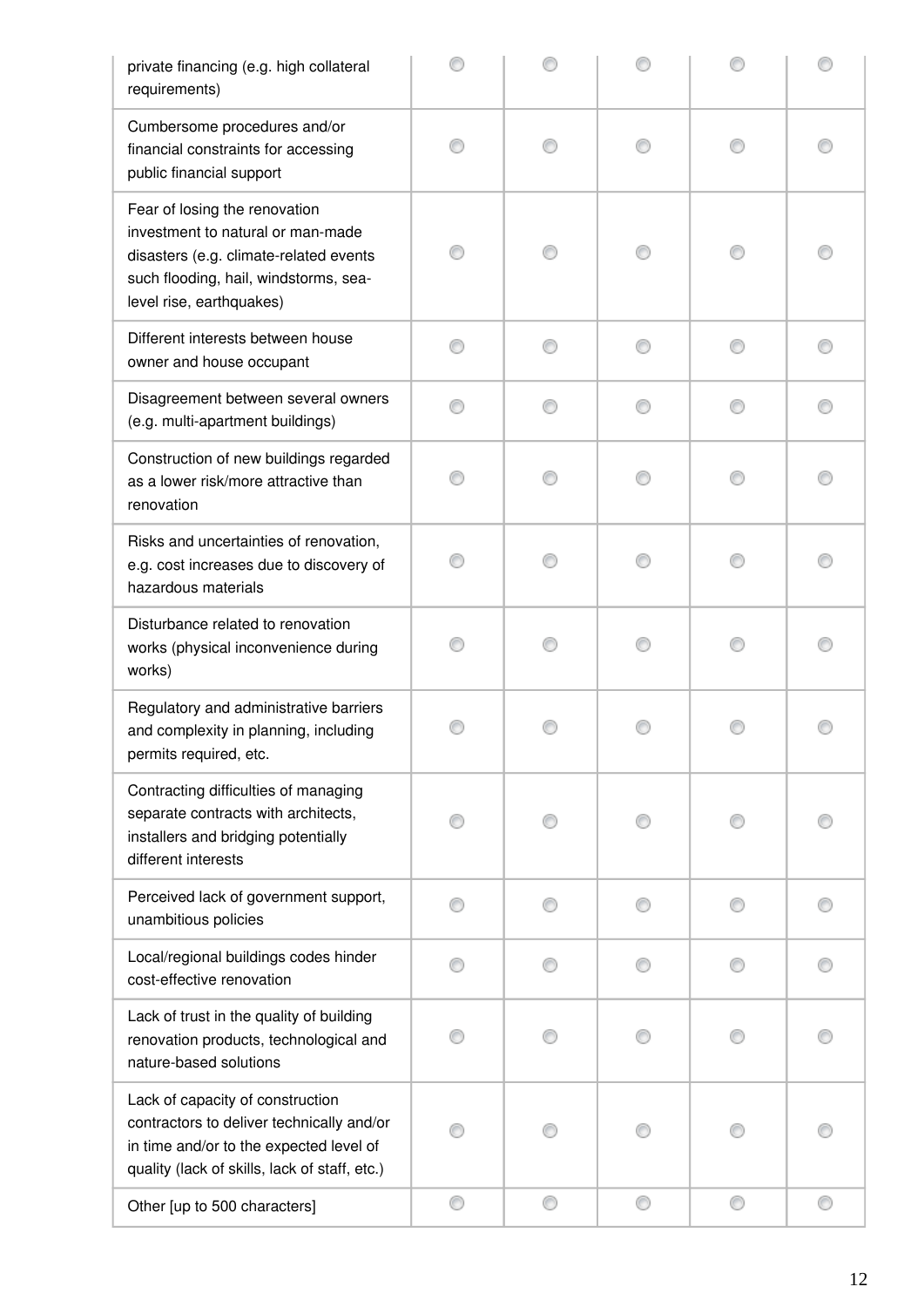| | | | | | |
|---|---|---|---|---|---|
| private financing (e.g. high collateral requirements) | ◯ | ◯ | ◯ | ◯ | ◯ |
| Cumbersome procedures and/or financial constraints for accessing public financial support | ◯ | ◯ | ◯ | ◯ | ◯ |
| Fear of losing the renovation investment to natural or man-made disasters (e.g. climate-related events such flooding, hail, windstorms, sea-level rise, earthquakes) | ◯ | ◯ | ◯ | ◯ | ◯ |
| Different interests between house owner and house occupant | ◯ | ◯ | ◯ | ◯ | ◯ |
| Disagreement between several owners (e.g. multi-apartment buildings) | ◯ | ◯ | ◯ | ◯ | ◯ |
| Construction of new buildings regarded as a lower risk/more attractive than renovation | ◯ | ◯ | ◯ | ◯ | ◯ |
| Risks and uncertainties of renovation, e.g. cost increases due to discovery of hazardous materials | ◯ | ◯ | ◯ | ◯ | ◯ |
| Disturbance related to renovation works (physical inconvenience during works) | ◯ | ◯ | ◯ | ◯ | ◯ |
| Regulatory and administrative barriers and complexity in planning, including permits required, etc. | ◯ | ◯ | ◯ | ◯ | ◯ |
| Contracting difficulties of managing separate contracts with architects, installers and bridging potentially different interests | ◯ | ◯ | ◯ | ◯ | ◯ |
| Perceived lack of government support, unambitious policies | ◯ | ◯ | ◯ | ◯ | ◯ |
| Local/regional buildings codes hinder cost-effective renovation | ◯ | ◯ | ◯ | ◯ | ◯ |
| Lack of trust in the quality of building renovation products, technological and nature-based solutions | ◯ | ◯ | ◯ | ◯ | ◯ |
| Lack of capacity of construction contractors to deliver technically and/or in time and/or to the expected level of quality (lack of skills, lack of staff, etc.) | ◯ | ◯ | ◯ | ◯ | ◯ |
| Other [up to 500 characters] | ◯ | ◯ | ◯ | ◯ | ◯ |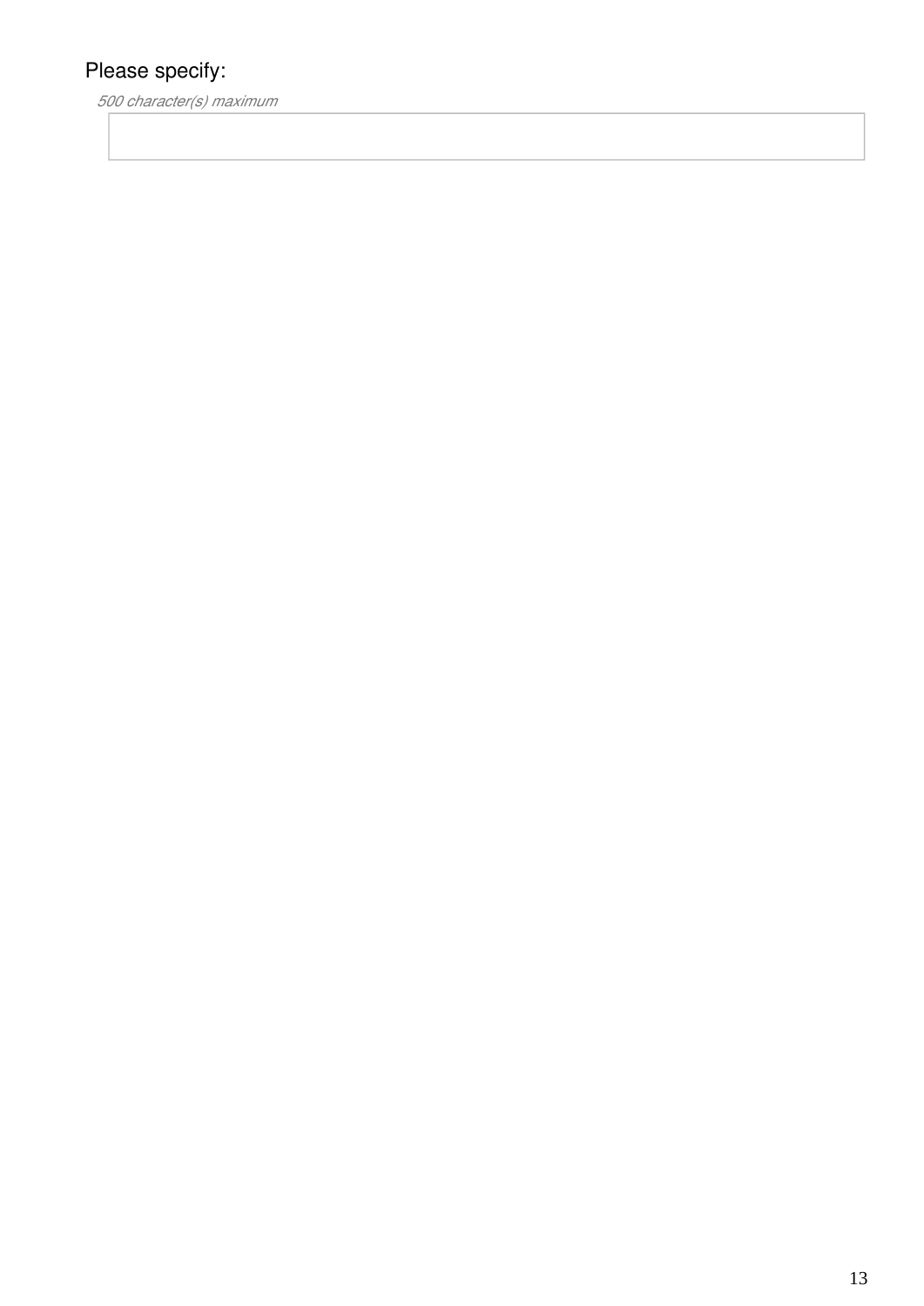Please specify:

*500 character(s) maximum*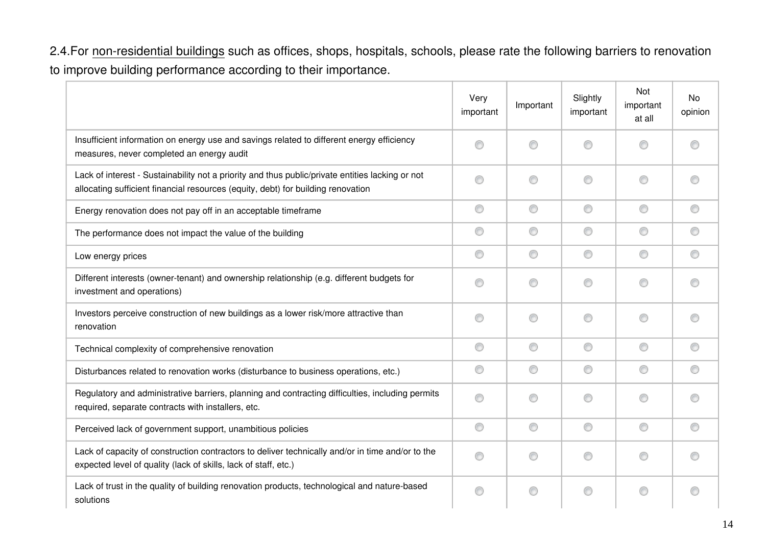2.4.For non-residential buildings such as offices, shops, hospitals, schools, please rate the following barriers to renovation to improve building performance according to their importance.

| | Very important | Important | Slightly important | Not important at all | No opinion |
|---|---|---|---|---|---|
| Insufficient information on energy use and savings related to different energy efficiency measures, never completed an energy audit | ◯ | ◯ | ◯ | ◯ | ◯ |
| Lack of interest - Sustainability not a priority and thus public/private entities lacking or not allocating sufficient financial resources (equity, debt) for building renovation | ◯ | ◯ | ◯ | ◯ | ◯ |
| Energy renovation does not pay off in an acceptable timeframe | ◯ | ◯ | ◯ | ◯ | ◯ |
| The performance does not impact the value of the building | ◯ | ◯ | ◯ | ◯ | ◯ |
| Low energy prices | ◯ | ◯ | ◯ | ◯ | ◯ |
| Different interests (owner-tenant) and ownership relationship (e.g. different budgets for investment and operations) | ◯ | ◯ | ◯ | ◯ | ◯ |
| Investors perceive construction of new buildings as a lower risk/more attractive than renovation | ◯ | ◯ | ◯ | ◯ | ◯ |
| Technical complexity of comprehensive renovation | ◯ | ◯ | ◯ | ◯ | ◯ |
| Disturbances related to renovation works (disturbance to business operations, etc.) | ◯ | ◯ | ◯ | ◯ | ◯ |
| Regulatory and administrative barriers, planning and contracting difficulties, including permits required, separate contracts with installers, etc. | ◯ | ◯ | ◯ | ◯ | ◯ |
| Perceived lack of government support, unambitious policies | ◯ | ◯ | ◯ | ◯ | ◯ |
| Lack of capacity of construction contractors to deliver technically and/or in time and/or to the expected level of quality (lack of skills, lack of staff, etc.) | ◯ | ◯ | ◯ | ◯ | ◯ |
| Lack of trust in the quality of building renovation products, technological and nature-based solutions | ◯ | ◯ | ◯ | ◯ | ◯ |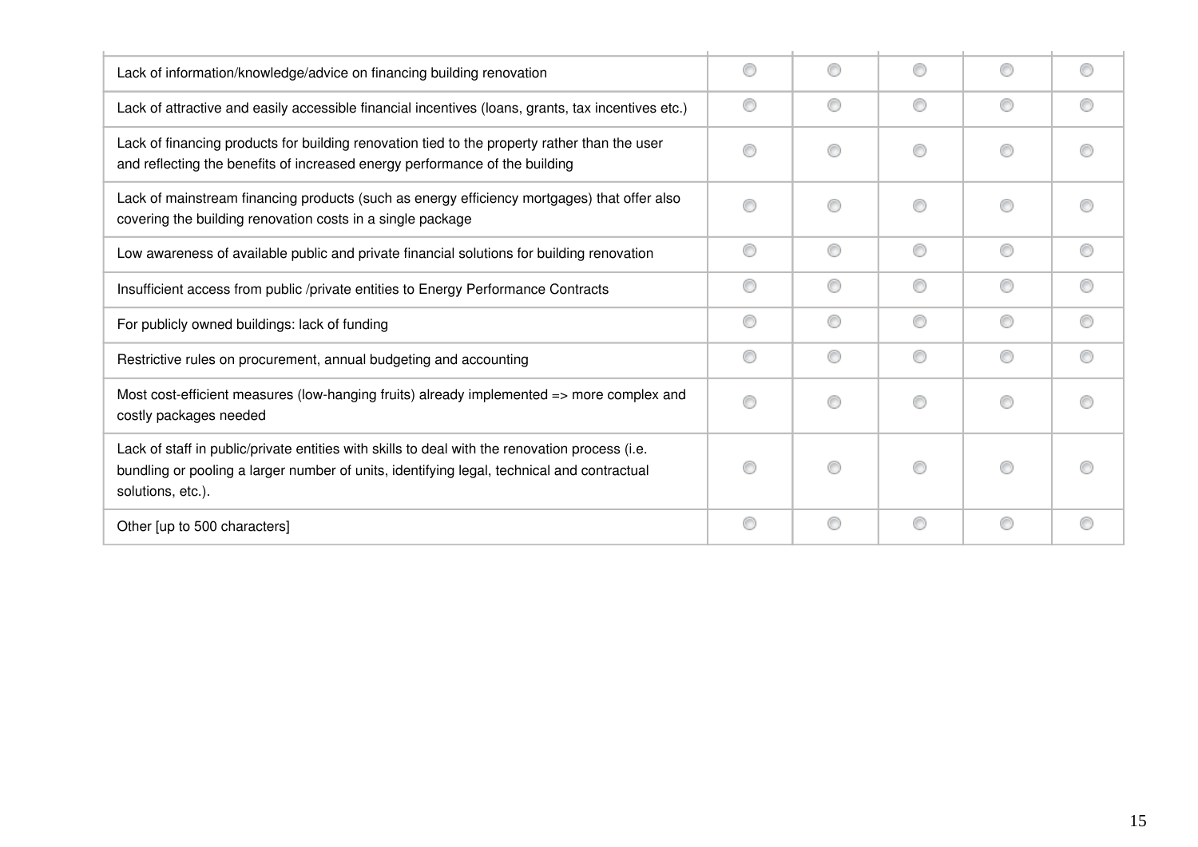| | | | | | |
|---|---|---|---|---|---|
| Lack of information/knowledge/advice on financing building renovation | ◯ | ◯ | ◯ | ◯ | ◯ |
| Lack of attractive and easily accessible financial incentives (loans, grants, tax incentives etc.) | ◯ | ◯ | ◯ | ◯ | ◯ |
| Lack of financing products for building renovation tied to the property rather than the user and reflecting the benefits of increased energy performance of the building | ◯ | ◯ | ◯ | ◯ | ◯ |
| Lack of mainstream financing products (such as energy efficiency mortgages) that offer also covering the building renovation costs in a single package | ◯ | ◯ | ◯ | ◯ | ◯ |
| Low awareness of available public and private financial solutions for building renovation | ◯ | ◯ | ◯ | ◯ | ◯ |
| Insufficient access from public /private entities to Energy Performance Contracts | ◯ | ◯ | ◯ | ◯ | ◯ |
| For publicly owned buildings: lack of funding | ◯ | ◯ | ◯ | ◯ | ◯ |
| Restrictive rules on procurement, annual budgeting and accounting | ◯ | ◯ | ◯ | ◯ | ◯ |
| Most cost-efficient measures (low-hanging fruits) already implemented => more complex and costly packages needed | ◯ | ◯ | ◯ | ◯ | ◯ |
| Lack of staff in public/private entities with skills to deal with the renovation process (i.e. bundling or pooling a larger number of units, identifying legal, technical and contractual solutions, etc.). | ◯ | ◯ | ◯ | ◯ | ◯ |
| Other [up to 500 characters] | ◯ | ◯ | ◯ | ◯ | ◯ |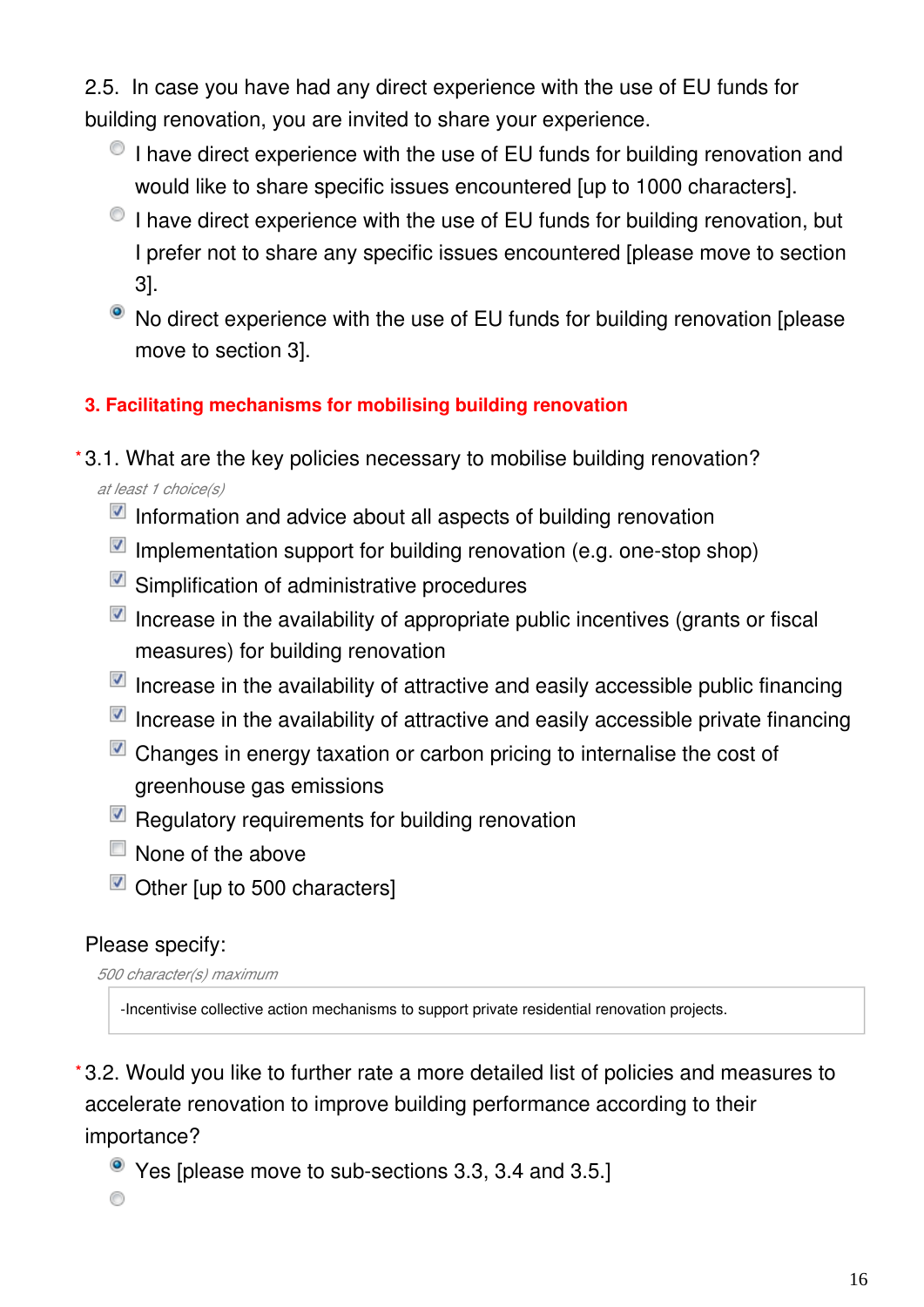2.5. In case you have had any direct experience with the use of EU funds for building renovation, you are invited to share your experience.

- ○ I have direct experience with the use of EU funds for building renovation and would like to share specific issues encountered [up to 1000 characters].
- ○ I have direct experience with the use of EU funds for building renovation, but I prefer not to share any specific issues encountered [please move to section 3].
- ◉ No direct experience with the use of EU funds for building renovation [please move to section 3].

## 3. Facilitating mechanisms for mobilising building renovation

*3.1. What are the key policies necessary to mobilise building renovation?

*at least 1 choice(s)*

- [x] Information and advice about all aspects of building renovation
- [x] Implementation support for building renovation (e.g. one-stop shop)
- [x] Simplification of administrative procedures
- [x] Increase in the availability of appropriate public incentives (grants or fiscal measures) for building renovation
- [x] Increase in the availability of attractive and easily accessible public financing
- [x] Increase in the availability of attractive and easily accessible private financing
- [x] Changes in energy taxation or carbon pricing to internalise the cost of greenhouse gas emissions
- [x] Regulatory requirements for building renovation
- [ ] None of the above
- [x] Other [up to 500 characters]

Please specify:

*500 character(s) maximum*

-Incentivise collective action mechanisms to support private residential renovation projects.

*3.2. Would you like to further rate a more detailed list of policies and measures to accelerate renovation to improve building performance according to their importance?

- ◉ Yes [please move to sub-sections 3.3, 3.4 and 3.5.]
- ○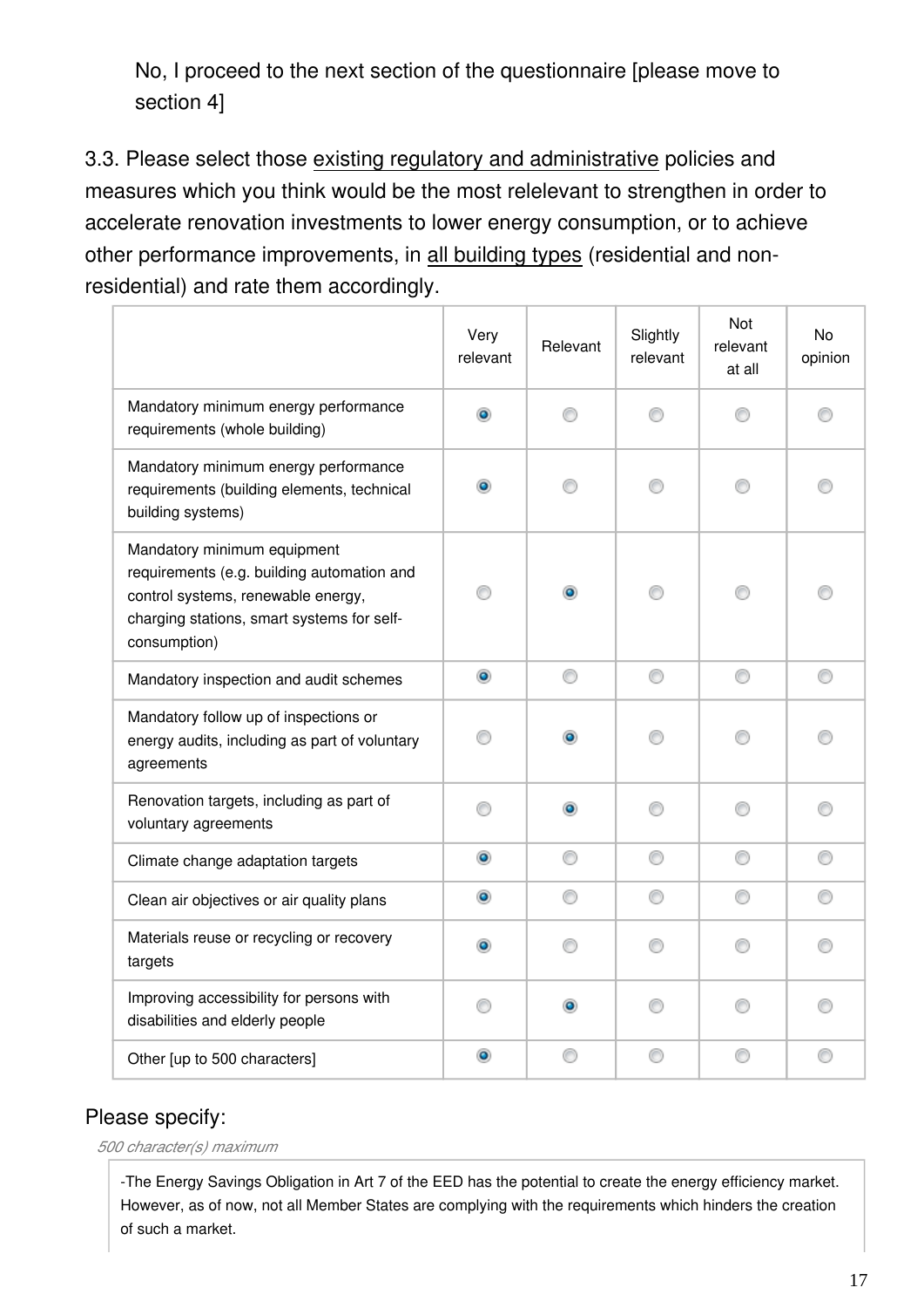No, I proceed to the next section of the questionnaire [please move to section 4]

3.3. Please select those existing regulatory and administrative policies and measures which you think would be the most relelevant to strengthen in order to accelerate renovation investments to lower energy consumption, or to achieve other performance improvements, in all building types (residential and non-residential) and rate them accordingly.

| | Very relevant | Relevant | Slightly relevant | Not relevant at all | No opinion |
|---|---|---|---|---|---|
| Mandatory minimum energy performance requirements (whole building) | ◉ | ○ | ○ | ○ | ○ |
| Mandatory minimum energy performance requirements (building elements, technical building systems) | ◉ | ○ | ○ | ○ | ○ |
| Mandatory minimum equipment requirements (e.g. building automation and control systems, renewable energy, charging stations, smart systems for self-consumption) | ○ | ◉ | ○ | ○ | ○ |
| Mandatory inspection and audit schemes | ◉ | ○ | ○ | ○ | ○ |
| Mandatory follow up of inspections or energy audits, including as part of voluntary agreements | ○ | ◉ | ○ | ○ | ○ |
| Renovation targets, including as part of voluntary agreements | ○ | ◉ | ○ | ○ | ○ |
| Climate change adaptation targets | ◉ | ○ | ○ | ○ | ○ |
| Clean air objectives or air quality plans | ◉ | ○ | ○ | ○ | ○ |
| Materials reuse or recycling or recovery targets | ◉ | ○ | ○ | ○ | ○ |
| Improving accessibility for persons with disabilities and elderly people | ○ | ◉ | ○ | ○ | ○ |
| Other [up to 500 characters] | ◉ | ○ | ○ | ○ | ○ |

Please specify:

*500 character(s) maximum*

-The Energy Savings Obligation in Art 7 of the EED has the potential to create the energy efficiency market. However, as of now, not all Member States are complying with the requirements which hinders the creation of such a market.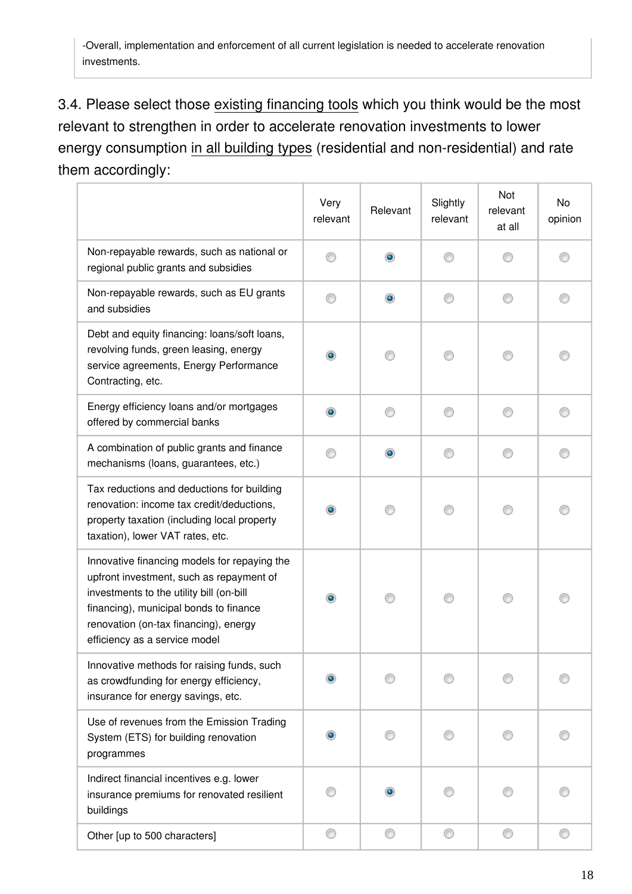-Overall, implementation and enforcement of all current legislation is needed to accelerate renovation investments.

3.4. Please select those existing financing tools which you think would be the most relevant to strengthen in order to accelerate renovation investments to lower energy consumption in all building types (residential and non-residential) and rate them accordingly:

| | Very relevant | Relevant | Slightly relevant | Not relevant at all | No opinion |
|---|---|---|---|---|---|
| Non-repayable rewards, such as national or regional public grants and subsidies | | X | | | |
| Non-repayable rewards, such as EU grants and subsidies | | X | | | |
| Debt and equity financing: loans/soft loans, revolving funds, green leasing, energy service agreements, Energy Performance Contracting, etc. | X | | | | |
| Energy efficiency loans and/or mortgages offered by commercial banks | X | | | | |
| A combination of public grants and finance mechanisms (loans, guarantees, etc.) | | X | | | |
| Tax reductions and deductions for building renovation: income tax credit/deductions, property taxation (including local property taxation), lower VAT rates, etc. | X | | | | |
| Innovative financing models for repaying the upfront investment, such as repayment of investments to the utility bill (on-bill financing), municipal bonds to finance renovation (on-tax financing), energy efficiency as a service model | X | | | | |
| Innovative methods for raising funds, such as crowdfunding for energy efficiency, insurance for energy savings, etc. | X | | | | |
| Use of revenues from the Emission Trading System (ETS) for building renovation programmes | X | | | | |
| Indirect financial incentives e.g. lower insurance premiums for renovated resilient buildings | | X | | | |
| Other [up to 500 characters] | | | | | |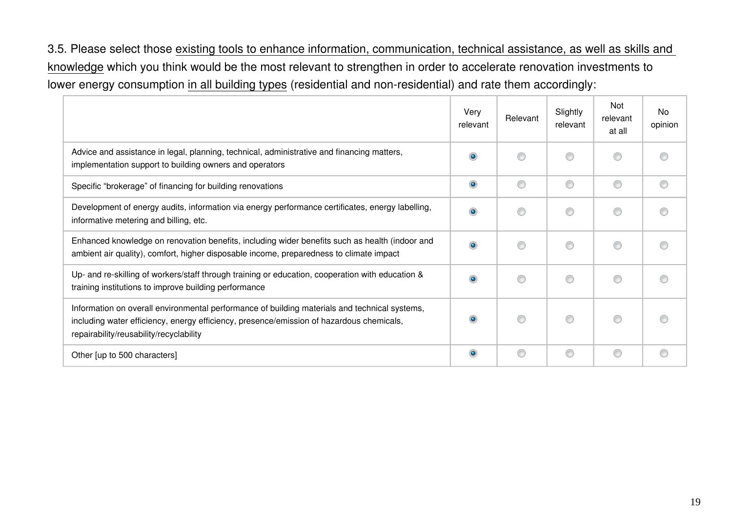3.5. Please select those existing tools to enhance information, communication, technical assistance, as well as skills and knowledge which you think would be the most relevant to strengthen in order to accelerate renovation investments to lower energy consumption in all building types (residential and non-residential) and rate them accordingly:

| | Very relevant | Relevant | Slightly relevant | Not relevant at all | No opinion |
|---|---|---|---|---|---|
| Advice and assistance in legal, planning, technical, administrative and financing matters, implementation support to building owners and operators | ◉ | ○ | ○ | ○ | ○ |
| Specific "brokerage" of financing for building renovations | ◉ | ○ | ○ | ○ | ○ |
| Development of energy audits, information via energy performance certificates, energy labelling, informative metering and billing, etc. | ◉ | ○ | ○ | ○ | ○ |
| Enhanced knowledge on renovation benefits, including wider benefits such as health (indoor and ambient air quality), comfort, higher disposable income, preparedness to climate impact | ◉ | ○ | ○ | ○ | ○ |
| Up- and re-skilling of workers/staff through training or education, cooperation with education & training institutions to improve building performance | ◉ | ○ | ○ | ○ | ○ |
| Information on overall environmental performance of building materials and technical systems, including water efficiency, energy efficiency, presence/emission of hazardous chemicals, repairability/reusability/recyclability | ◉ | ○ | ○ | ○ | ○ |
| Other [up to 500 characters] | ◉ | ○ | ○ | ○ | ○ |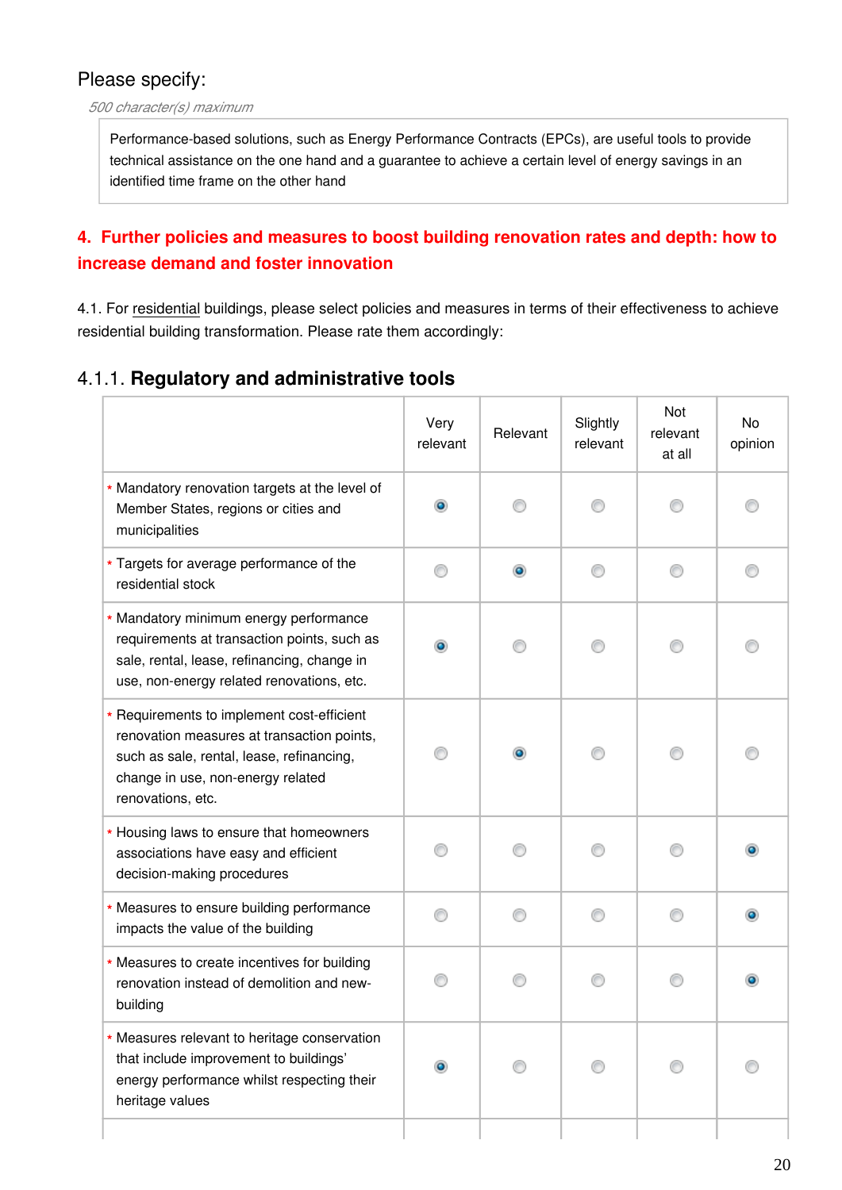Please specify:

*500 character(s) maximum*

Performance-based solutions, such as Energy Performance Contracts (EPCs), are useful tools to provide technical assistance on the one hand and a guarantee to achieve a certain level of energy savings in an identified time frame on the other hand

## 4. Further policies and measures to boost building renovation rates and depth: how to increase demand and foster innovation

4.1. For residential buildings, please select policies and measures in terms of their effectiveness to achieve residential building transformation. Please rate them accordingly:

### 4.1.1. **Regulatory and administrative tools**

| | Very relevant | Relevant | Slightly relevant | Not relevant at all | No opinion |
|---|---|---|---|---|---|
| * Mandatory renovation targets at the level of Member States, regions or cities and municipalities | ● | ○ | ○ | ○ | ○ |
| * Targets for average performance of the residential stock | ○ | ● | ○ | ○ | ○ |
| * Mandatory minimum energy performance requirements at transaction points, such as sale, rental, lease, refinancing, change in use, non-energy related renovations, etc. | ● | ○ | ○ | ○ | ○ |
| * Requirements to implement cost-efficient renovation measures at transaction points, such as sale, rental, lease, refinancing, change in use, non-energy related renovations, etc. | ○ | ● | ○ | ○ | ○ |
| * Housing laws to ensure that homeowners associations have easy and efficient decision-making procedures | ○ | ○ | ○ | ○ | ● |
| * Measures to ensure building performance impacts the value of the building | ○ | ○ | ○ | ○ | ● |
| * Measures to create incentives for building renovation instead of demolition and new-building | ○ | ○ | ○ | ○ | ● |
| * Measures relevant to heritage conservation that include improvement to buildings' energy performance whilst respecting their heritage values | ● | ○ | ○ | ○ | ○ |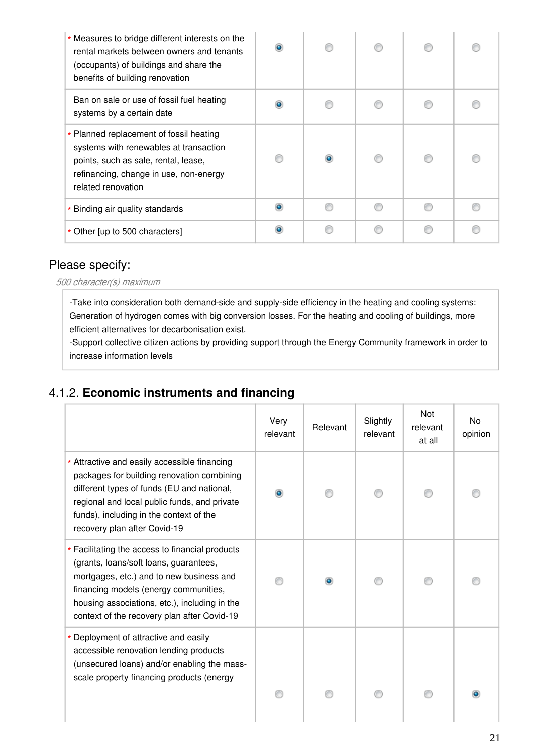| | | | | | |
|---|---|---|---|---|---|
| * Measures to bridge different interests on the rental markets between owners and tenants (occupants) of buildings and share the benefits of building renovation | ● | ○ | ○ | ○ | ○ |
| Ban on sale or use of fossil fuel heating systems by a certain date | ● | ○ | ○ | ○ | ○ |
| * Planned replacement of fossil heating systems with renewables at transaction points, such as sale, rental, lease, refinancing, change in use, non-energy related renovation | ○ | ● | ○ | ○ | ○ |
| * Binding air quality standards | ● | ○ | ○ | ○ | ○ |
| * Other [up to 500 characters] | ● | ○ | ○ | ○ | ○ |

Please specify:

*500 character(s) maximum*

-Take into consideration both demand-side and supply-side efficiency in the heating and cooling systems: Generation of hydrogen comes with big conversion losses. For the heating and cooling of buildings, more efficient alternatives for decarbonisation exist.
-Support collective citizen actions by providing support through the Energy Community framework in order to increase information levels

### 4.1.2. **Economic instruments and financing**

| | Very relevant | Relevant | Slightly relevant | Not relevant at all | No opinion |
|---|---|---|---|---|---|
| * Attractive and easily accessible financing packages for building renovation combining different types of funds (EU and national, regional and local public funds, and private funds), including in the context of the recovery plan after Covid-19 | ● | ○ | ○ | ○ | ○ |
| * Facilitating the access to financial products (grants, loans/soft loans, guarantees, mortgages, etc.) and to new business and financing models (energy communities, housing associations, etc.), including in the context of the recovery plan after Covid-19 | ○ | ● | ○ | ○ | ○ |
| * Deployment of attractive and easily accessible renovation lending products (unsecured loans) and/or enabling the mass-scale property financing products (energy | ○ | ○ | ○ | ○ | ● |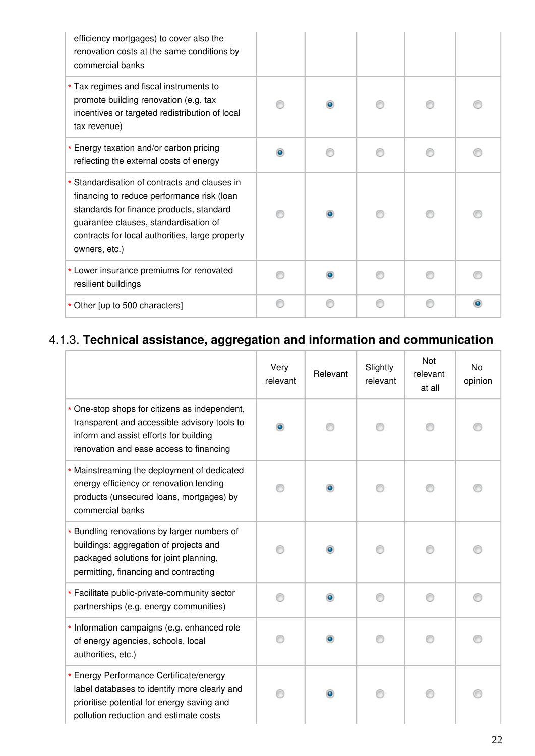| | | | | | |
|---|---|---|---|---|---|
| efficiency mortgages) to cover also the renovation costs at the same conditions by commercial banks | | | | | |
| * Tax regimes and fiscal instruments to promote building renovation (e.g. tax incentives or targeted redistribution of local tax revenue) | ◯ | ◉ | ◯ | ◯ | ◯ |
| * Energy taxation and/or carbon pricing reflecting the external costs of energy | ◉ | ◯ | ◯ | ◯ | ◯ |
| * Standardisation of contracts and clauses in financing to reduce performance risk (loan standards for finance products, standard guarantee clauses, standardisation of contracts for local authorities, large property owners, etc.) | ◯ | ◉ | ◯ | ◯ | ◯ |
| * Lower insurance premiums for renovated resilient buildings | ◯ | ◉ | ◯ | ◯ | ◯ |
| * Other [up to 500 characters] | ◯ | ◯ | ◯ | ◯ | ◉ |

## 4.1.3. **Technical assistance, aggregation and information and communication**

| | Very relevant | Relevant | Slightly relevant | Not relevant at all | No opinion |
|---|---|---|---|---|---|
| * One-stop shops for citizens as independent, transparent and accessible advisory tools to inform and assist efforts for building renovation and ease access to financing | ◉ | ◯ | ◯ | ◯ | ◯ |
| * Mainstreaming the deployment of dedicated energy efficiency or renovation lending products (unsecured loans, mortgages) by commercial banks | ◯ | ◉ | ◯ | ◯ | ◯ |
| * Bundling renovations by larger numbers of buildings: aggregation of projects and packaged solutions for joint planning, permitting, financing and contracting | ◯ | ◉ | ◯ | ◯ | ◯ |
| * Facilitate public-private-community sector partnerships (e.g. energy communities) | ◯ | ◉ | ◯ | ◯ | ◯ |
| * Information campaigns (e.g. enhanced role of energy agencies, schools, local authorities, etc.) | ◯ | ◉ | ◯ | ◯ | ◯ |
| * Energy Performance Certificate/energy label databases to identify more clearly and prioritise potential for energy saving and pollution reduction and estimate costs | ◯ | ◉ | ◯ | ◯ | ◯ |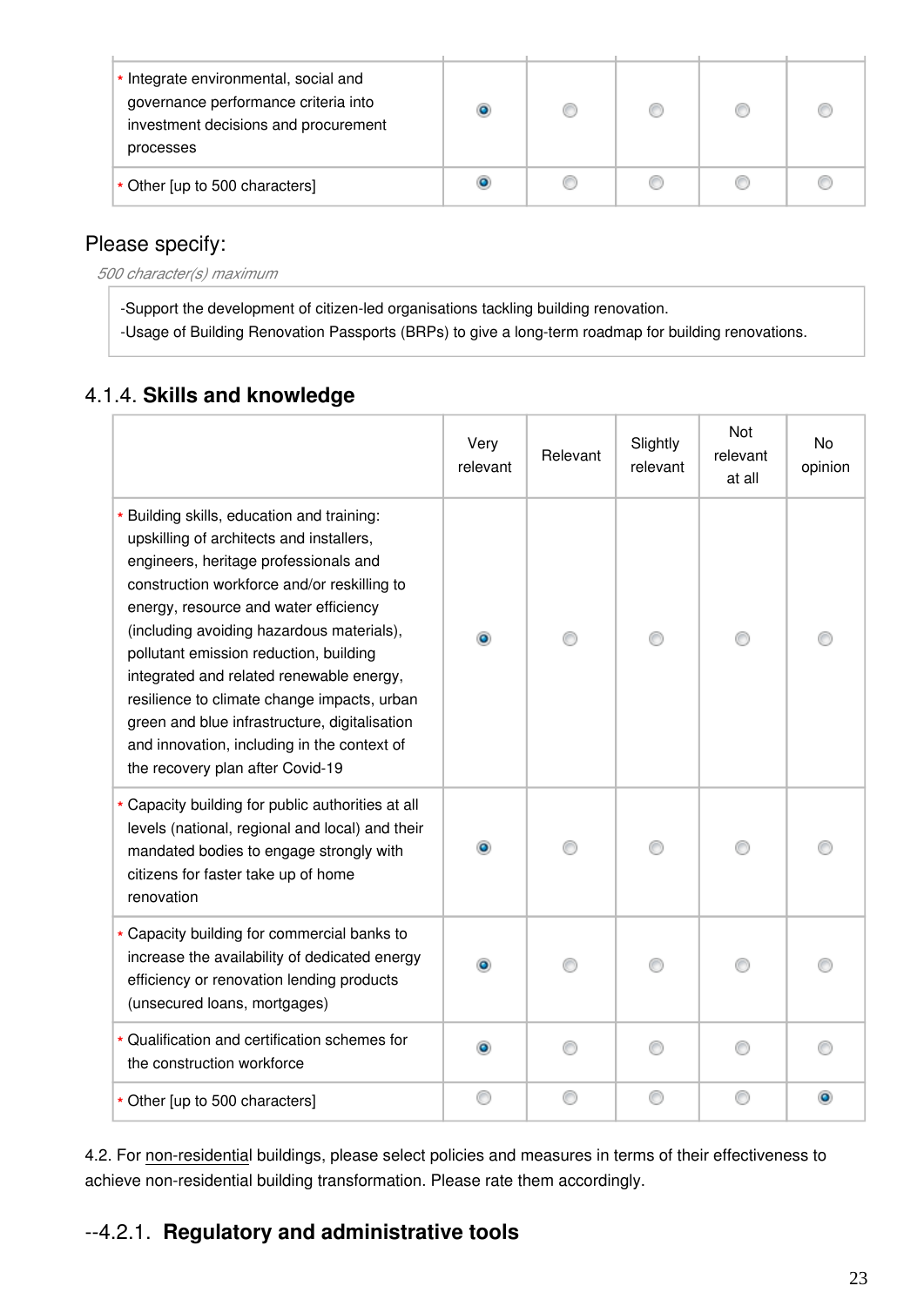| | | | | | |
|---|---|---|---|---|---|
| * Integrate environmental, social and governance performance criteria into investment decisions and procurement processes | ◉ | ○ | ○ | ○ | ○ |
| * Other [up to 500 characters] | ◉ | ○ | ○ | ○ | ○ |

Please specify:

*500 character(s) maximum*

-Support the development of citizen-led organisations tackling building renovation.
-Usage of Building Renovation Passports (BRPs) to give a long-term roadmap for building renovations.

## 4.1.4. **Skills and knowledge**

| | Very relevant | Relevant | Slightly relevant | Not relevant at all | No opinion |
|---|---|---|---|---|---|
| * Building skills, education and training: upskilling of architects and installers, engineers, heritage professionals and construction workforce and/or reskilling to energy, resource and water efficiency (including avoiding hazardous materials), pollutant emission reduction, building integrated and related renewable energy, resilience to climate change impacts, urban green and blue infrastructure, digitalisation and innovation, including in the context of the recovery plan after Covid-19 | ◉ | ○ | ○ | ○ | ○ |
| * Capacity building for public authorities at all levels (national, regional and local) and their mandated bodies to engage strongly with citizens for faster take up of home renovation | ◉ | ○ | ○ | ○ | ○ |
| * Capacity building for commercial banks to increase the availability of dedicated energy efficiency or renovation lending products (unsecured loans, mortgages) | ◉ | ○ | ○ | ○ | ○ |
| * Qualification and certification schemes for the construction workforce | ◉ | ○ | ○ | ○ | ○ |
| * Other [up to 500 characters] | ○ | ○ | ○ | ○ | ◉ |

4.2. For non-residential buildings, please select policies and measures in terms of their effectiveness to achieve non-residential building transformation. Please rate them accordingly.

## --4.2.1. **Regulatory and administrative tools**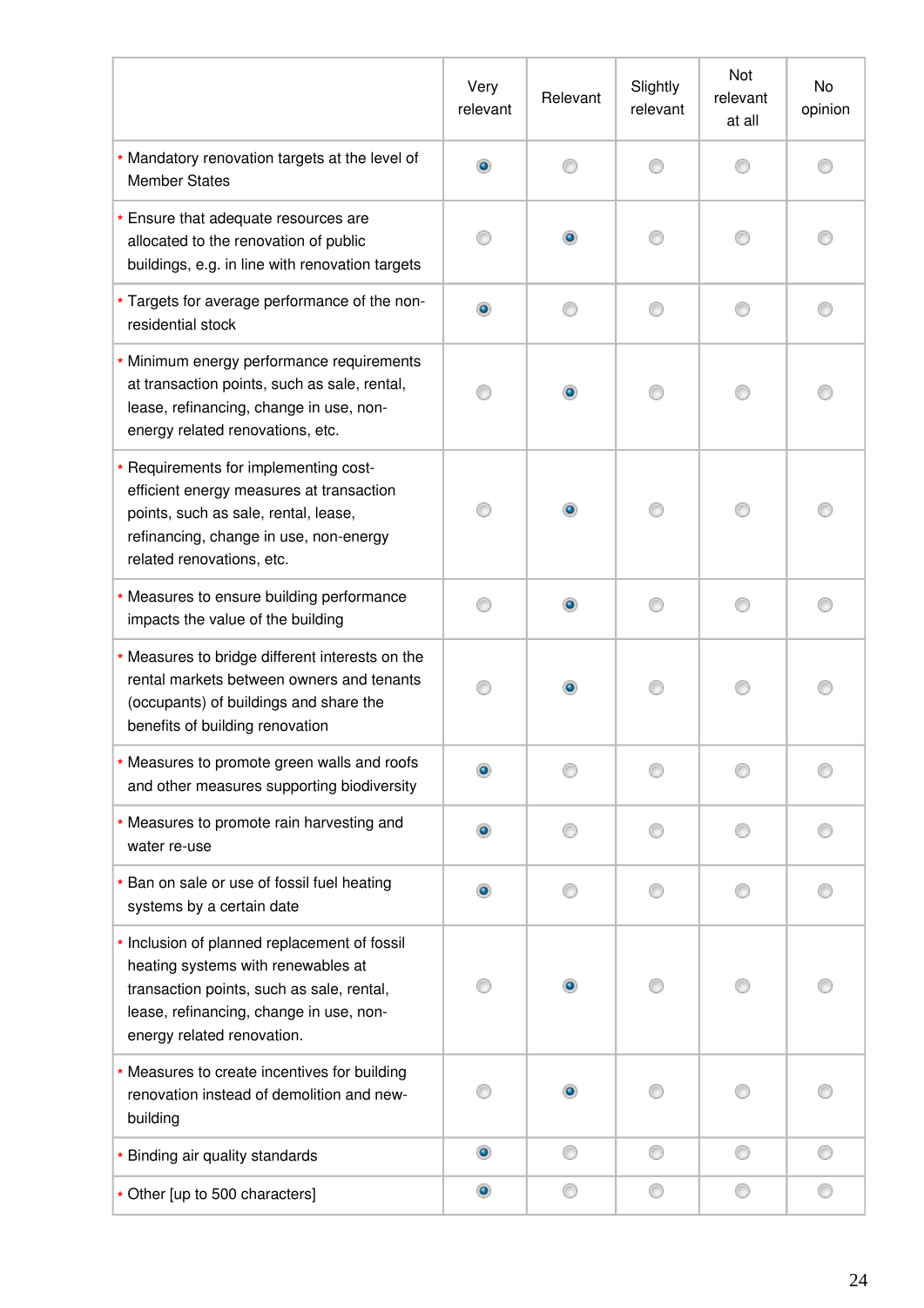| | Very relevant | Relevant | Slightly relevant | Not relevant at all | No opinion |
|---|---|---|---|---|---|
| * Mandatory renovation targets at the level of Member States | ◉ | ○ | ○ | ○ | ○ |
| * Ensure that adequate resources are allocated to the renovation of public buildings, e.g. in line with renovation targets | ○ | ◉ | ○ | ○ | ○ |
| * Targets for average performance of the non-residential stock | ◉ | ○ | ○ | ○ | ○ |
| * Minimum energy performance requirements at transaction points, such as sale, rental, lease, refinancing, change in use, non-energy related renovations, etc. | ○ | ◉ | ○ | ○ | ○ |
| * Requirements for implementing cost-efficient energy measures at transaction points, such as sale, rental, lease, refinancing, change in use, non-energy related renovations, etc. | ○ | ◉ | ○ | ○ | ○ |
| * Measures to ensure building performance impacts the value of the building | ○ | ◉ | ○ | ○ | ○ |
| * Measures to bridge different interests on the rental markets between owners and tenants (occupants) of buildings and share the benefits of building renovation | ○ | ◉ | ○ | ○ | ○ |
| * Measures to promote green walls and roofs and other measures supporting biodiversity | ◉ | ○ | ○ | ○ | ○ |
| * Measures to promote rain harvesting and water re-use | ◉ | ○ | ○ | ○ | ○ |
| * Ban on sale or use of fossil fuel heating systems by a certain date | ◉ | ○ | ○ | ○ | ○ |
| * Inclusion of planned replacement of fossil heating systems with renewables at transaction points, such as sale, rental, lease, refinancing, change in use, non-energy related renovation. | ○ | ◉ | ○ | ○ | ○ |
| * Measures to create incentives for building renovation instead of demolition and new-building | ○ | ◉ | ○ | ○ | ○ |
| * Binding air quality standards | ◉ | ○ | ○ | ○ | ○ |
| * Other [up to 500 characters] | ◉ | ○ | ○ | ○ | ○ |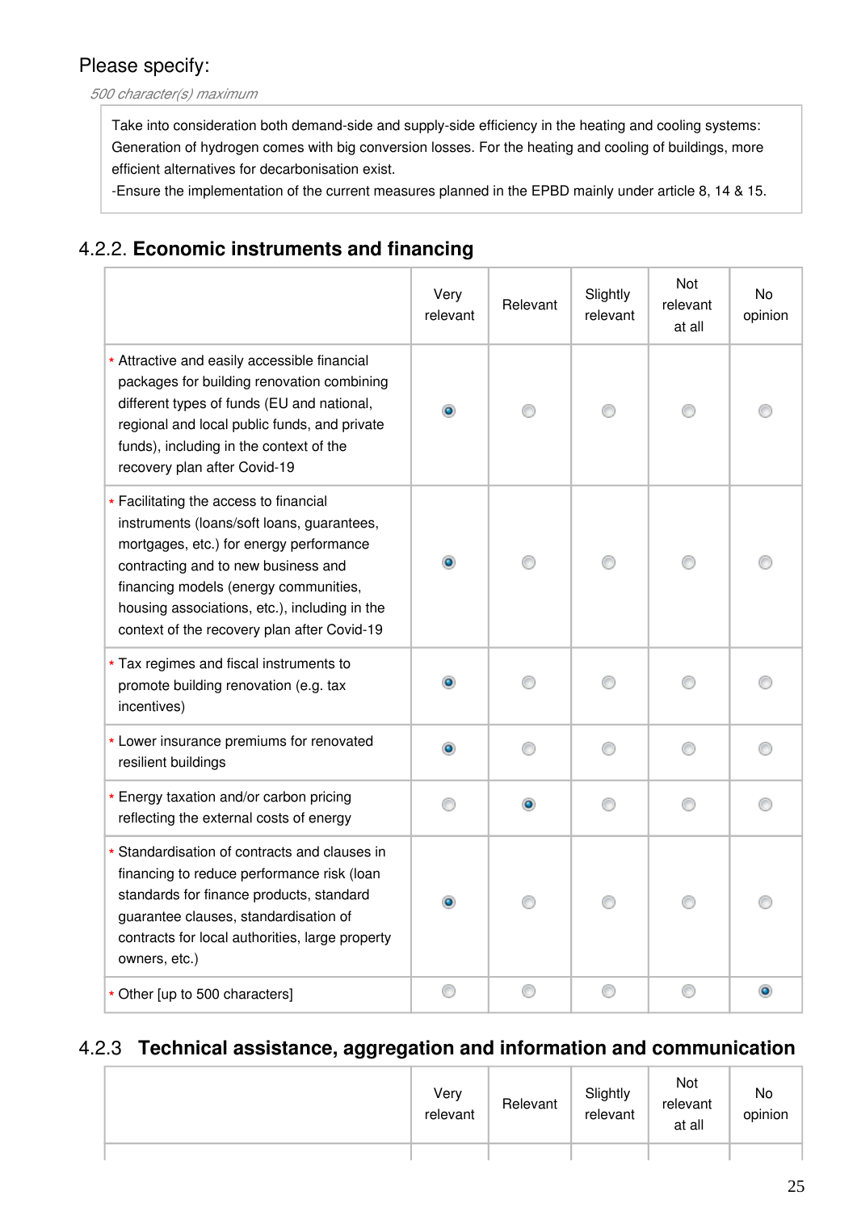Please specify:

*500 character(s) maximum*

Take into consideration both demand-side and supply-side efficiency in the heating and cooling systems: Generation of hydrogen comes with big conversion losses. For the heating and cooling of buildings, more efficient alternatives for decarbonisation exist.
-Ensure the implementation of the current measures planned in the EPBD mainly under article 8, 14 & 15.

### 4.2.2. **Economic instruments and financing**

| | Very relevant | Relevant | Slightly relevant | Not relevant at all | No opinion |
|---|---|---|---|---|---|
| * Attractive and easily accessible financial packages for building renovation combining different types of funds (EU and national, regional and local public funds, and private funds), including in the context of the recovery plan after Covid-19 | ◉ | ○ | ○ | ○ | ○ |
| * Facilitating the access to financial instruments (loans/soft loans, guarantees, mortgages, etc.) for energy performance contracting and to new business and financing models (energy communities, housing associations, etc.), including in the context of the recovery plan after Covid-19 | ◉ | ○ | ○ | ○ | ○ |
| * Tax regimes and fiscal instruments to promote building renovation (e.g. tax incentives) | ◉ | ○ | ○ | ○ | ○ |
| * Lower insurance premiums for renovated resilient buildings | ◉ | ○ | ○ | ○ | ○ |
| * Energy taxation and/or carbon pricing reflecting the external costs of energy | ○ | ◉ | ○ | ○ | ○ |
| * Standardisation of contracts and clauses in financing to reduce performance risk (loan standards for finance products, standard guarantee clauses, standardisation of contracts for local authorities, large property owners, etc.) | ◉ | ○ | ○ | ○ | ○ |
| * Other [up to 500 characters] | ○ | ○ | ○ | ○ | ◉ |

### 4.2.3 **Technical assistance, aggregation and information and communication**

| | Very relevant | Relevant | Slightly relevant | Not relevant at all | No opinion |
|---|---|---|---|---|---|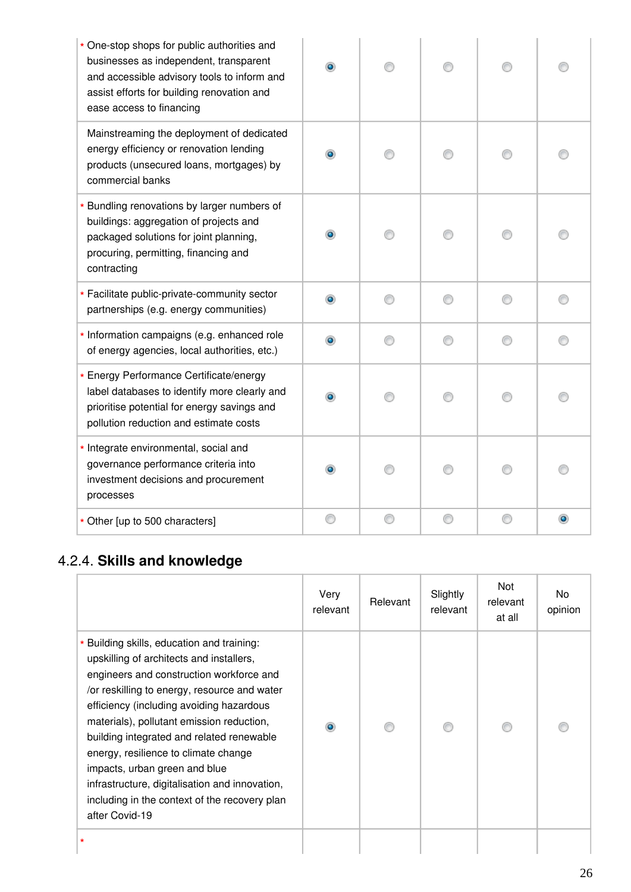| | | | | | |
|---|---|---|---|---|---|
| * One-stop shops for public authorities and businesses as independent, transparent and accessible advisory tools to inform and assist efforts for building renovation and ease access to financing | ◉ | ○ | ○ | ○ | ○ |
| Mainstreaming the deployment of dedicated energy efficiency or renovation lending products (unsecured loans, mortgages) by commercial banks | ◉ | ○ | ○ | ○ | ○ |
| * Bundling renovations by larger numbers of buildings: aggregation of projects and packaged solutions for joint planning, procuring, permitting, financing and contracting | ◉ | ○ | ○ | ○ | ○ |
| * Facilitate public-private-community sector partnerships (e.g. energy communities) | ◉ | ○ | ○ | ○ | ○ |
| * Information campaigns (e.g. enhanced role of energy agencies, local authorities, etc.) | ◉ | ○ | ○ | ○ | ○ |
| * Energy Performance Certificate/energy label databases to identify more clearly and prioritise potential for energy savings and pollution reduction and estimate costs | ◉ | ○ | ○ | ○ | ○ |
| * Integrate environmental, social and governance performance criteria into investment decisions and procurement processes | ◉ | ○ | ○ | ○ | ○ |
| * Other [up to 500 characters] | ○ | ○ | ○ | ○ | ◉ |

## 4.2.4. **Skills and knowledge**

| | Very relevant | Relevant | Slightly relevant | Not relevant at all | No opinion |
|---|---|---|---|---|---|
| * Building skills, education and training: upskilling of architects and installers, engineers and construction workforce and /or reskilling to energy, resource and water efficiency (including avoiding hazardous materials), pollutant emission reduction, building integrated and related renewable energy, resilience to climate change impacts, urban green and blue infrastructure, digitalisation and innovation, including in the context of the recovery plan after Covid-19 | ◉ | ○ | ○ | ○ | ○ |
| * | | | | | |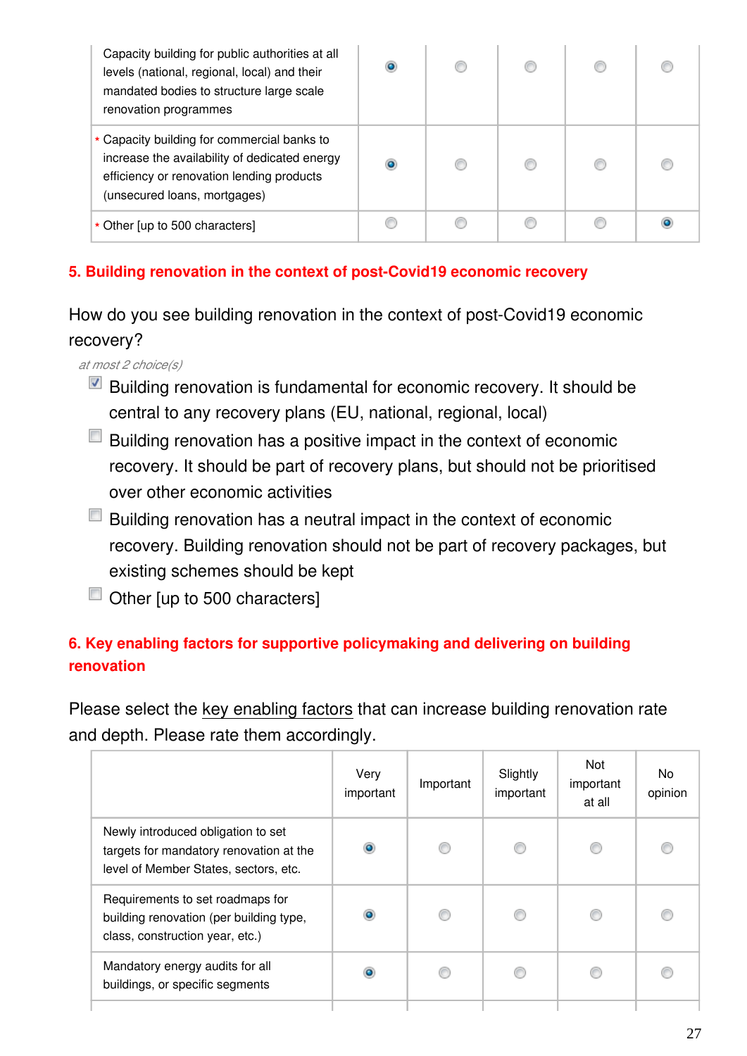| | | | | | |
|---|---|---|---|---|---|
| Capacity building for public authorities at all levels (national, regional, local) and their mandated bodies to structure large scale renovation programmes | ◉ | ◯ | ◯ | ◯ | ◯ |
| * Capacity building for commercial banks to increase the availability of dedicated energy efficiency or renovation lending products (unsecured loans, mortgages) | ◉ | ◯ | ◯ | ◯ | ◯ |
| * Other [up to 500 characters] | ◯ | ◯ | ◯ | ◯ | ◉ |

## 5. Building renovation in the context of post-Covid19 economic recovery

How do you see building renovation in the context of post-Covid19 economic recovery?

*at most 2 choice(s)*

- [x] Building renovation is fundamental for economic recovery. It should be central to any recovery plans (EU, national, regional, local)
- [ ] Building renovation has a positive impact in the context of economic recovery. It should be part of recovery plans, but should not be prioritised over other economic activities
- [ ] Building renovation has a neutral impact in the context of economic recovery. Building renovation should not be part of recovery packages, but existing schemes should be kept
- [ ] Other [up to 500 characters]

## 6. Key enabling factors for supportive policymaking and delivering on building renovation

Please select the key enabling factors that can increase building renovation rate and depth. Please rate them accordingly.

| | Very important | Important | Slightly important | Not important at all | No opinion |
|---|---|---|---|---|---|
| Newly introduced obligation to set targets for mandatory renovation at the level of Member States, sectors, etc. | ◉ | ◯ | ◯ | ◯ | ◯ |
| Requirements to set roadmaps for building renovation (per building type, class, construction year, etc.) | ◉ | ◯ | ◯ | ◯ | ◯ |
| Mandatory energy audits for all buildings, or specific segments | ◉ | ◯ | ◯ | ◯ | ◯ |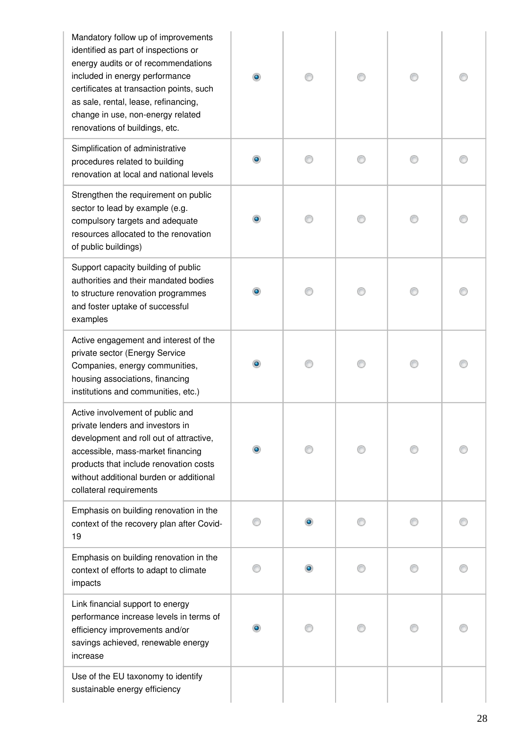| | | | | | |
|---|---|---|---|---|---|
| Mandatory follow up of improvements identified as part of inspections or energy audits or of recommendations included in energy performance certificates at transaction points, such as sale, rental, lease, refinancing, change in use, non-energy related renovations of buildings, etc. | ◉ | ◯ | ◯ | ◯ | ◯ |
| Simplification of administrative procedures related to building renovation at local and national levels | ◉ | ◯ | ◯ | ◯ | ◯ |
| Strengthen the requirement on public sector to lead by example (e.g. compulsory targets and adequate resources allocated to the renovation of public buildings) | ◉ | ◯ | ◯ | ◯ | ◯ |
| Support capacity building of public authorities and their mandated bodies to structure renovation programmes and foster uptake of successful examples | ◉ | ◯ | ◯ | ◯ | ◯ |
| Active engagement and interest of the private sector (Energy Service Companies, energy communities, housing associations, financing institutions and communities, etc.) | ◉ | ◯ | ◯ | ◯ | ◯ |
| Active involvement of public and private lenders and investors in development and roll out of attractive, accessible, mass-market financing products that include renovation costs without additional burden or additional collateral requirements | ◉ | ◯ | ◯ | ◯ | ◯ |
| Emphasis on building renovation in the context of the recovery plan after Covid-19 | ◯ | ◉ | ◯ | ◯ | ◯ |
| Emphasis on building renovation in the context of efforts to adapt to climate impacts | ◯ | ◉ | ◯ | ◯ | ◯ |
| Link financial support to energy performance increase levels in terms of efficiency improvements and/or savings achieved, renewable energy increase | ◉ | ◯ | ◯ | ◯ | ◯ |
| Use of the EU taxonomy to identify sustainable energy efficiency | | | | | |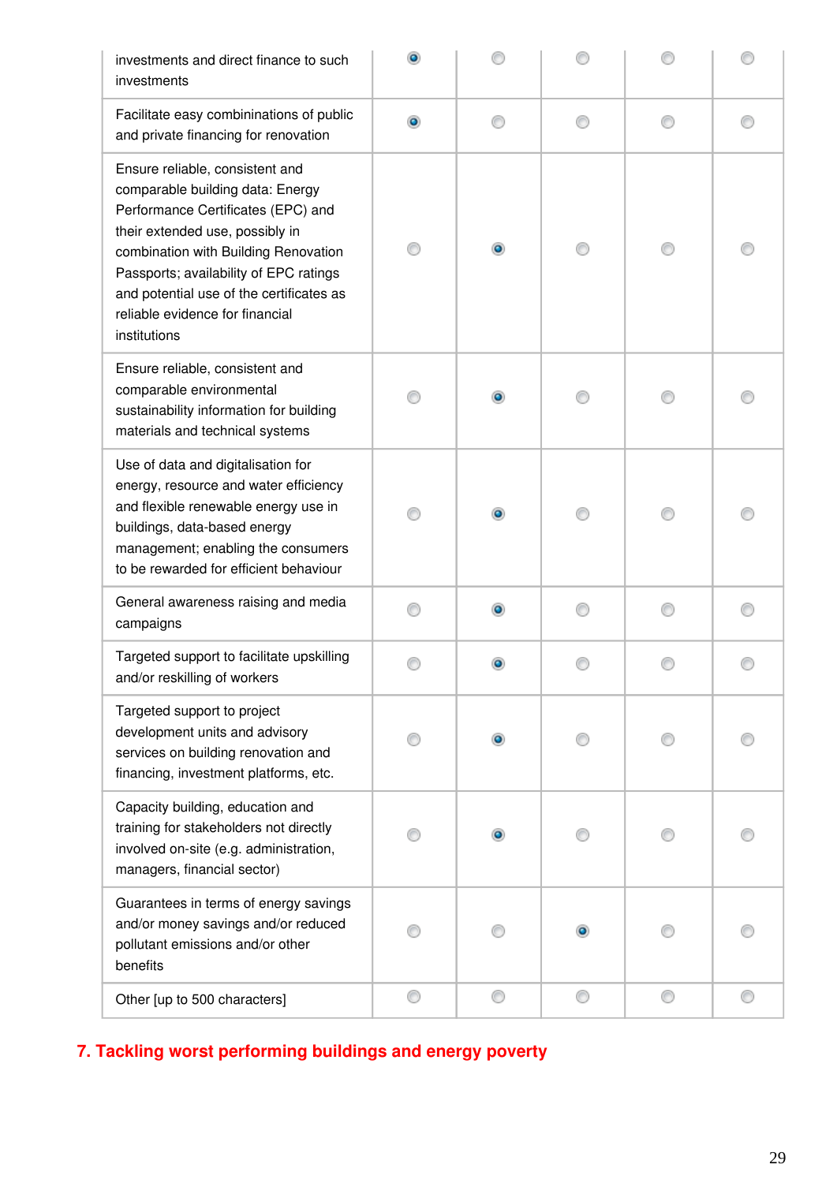| | | | | | |
|---|---|---|---|---|---|
| investments and direct finance to such investments | ◉ | ○ | ○ | ○ | ○ |
| Facilitate easy combininations of public and private financing for renovation | ◉ | ○ | ○ | ○ | ○ |
| Ensure reliable, consistent and comparable building data: Energy Performance Certificates (EPC) and their extended use, possibly in combination with Building Renovation Passports; availability of EPC ratings and potential use of the certificates as reliable evidence for financial institutions | ○ | ◉ | ○ | ○ | ○ |
| Ensure reliable, consistent and comparable environmental sustainability information for building materials and technical systems | ○ | ◉ | ○ | ○ | ○ |
| Use of data and digitalisation for energy, resource and water efficiency and flexible renewable energy use in buildings, data-based energy management; enabling the consumers to be rewarded for efficient behaviour | ○ | ◉ | ○ | ○ | ○ |
| General awareness raising and media campaigns | ○ | ◉ | ○ | ○ | ○ |
| Targeted support to facilitate upskilling and/or reskilling of workers | ○ | ◉ | ○ | ○ | ○ |
| Targeted support to project development units and advisory services on building renovation and financing, investment platforms, etc. | ○ | ◉ | ○ | ○ | ○ |
| Capacity building, education and training for stakeholders not directly involved on-site (e.g. administration, managers, financial sector) | ○ | ◉ | ○ | ○ | ○ |
| Guarantees in terms of energy savings and/or money savings and/or reduced pollutant emissions and/or other benefits | ○ | ○ | ◉ | ○ | ○ |
| Other [up to 500 characters] | ○ | ○ | ○ | ○ | ○ |

## 7. Tackling worst performing buildings and energy poverty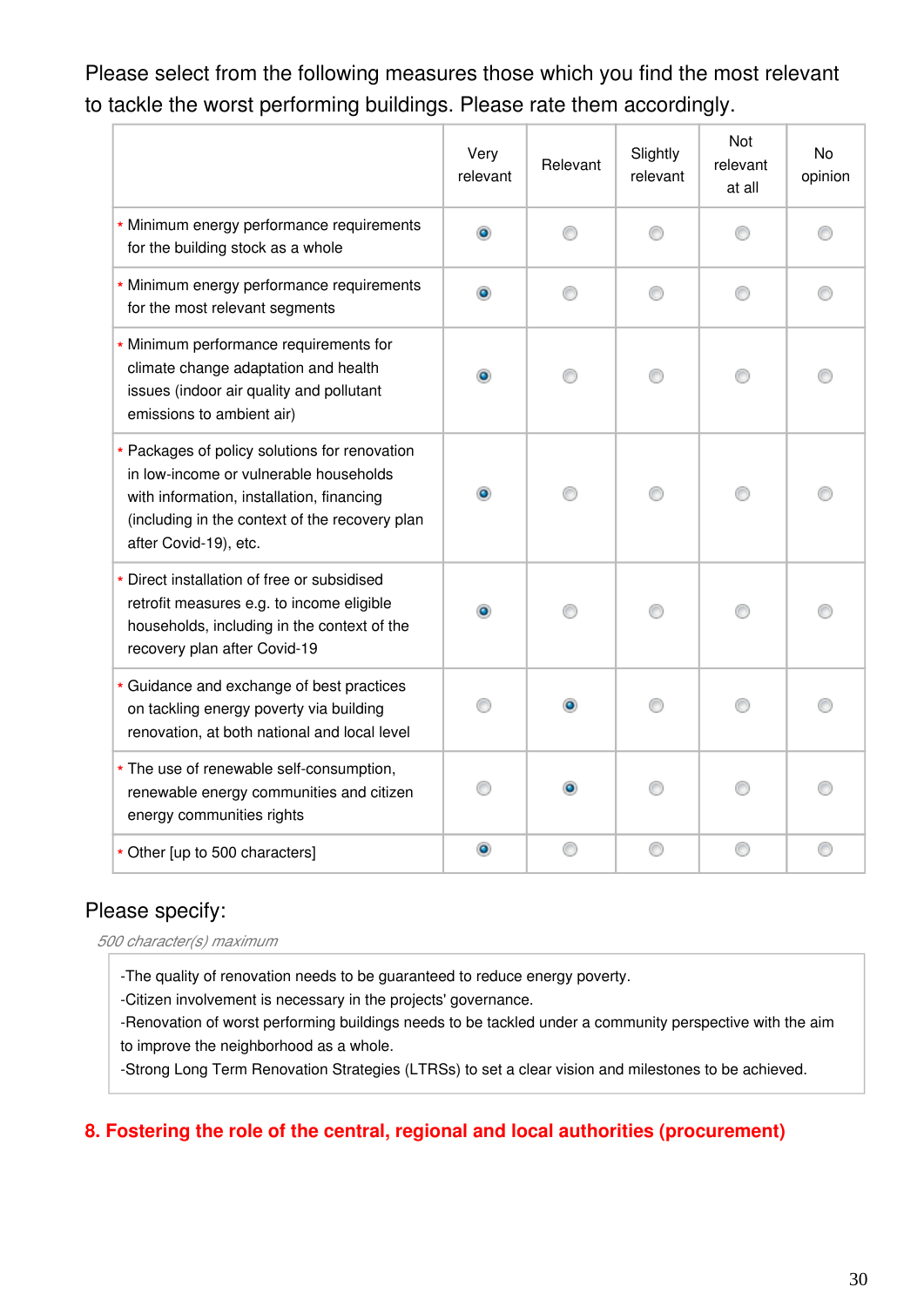Please select from the following measures those which you find the most relevant to tackle the worst performing buildings. Please rate them accordingly.

| | Very relevant | Relevant | Slightly relevant | Not relevant at all | No opinion |
|---|---|---|---|---|---|
| * Minimum energy performance requirements for the building stock as a whole | ◉ | ○ | ○ | ○ | ○ |
| * Minimum energy performance requirements for the most relevant segments | ◉ | ○ | ○ | ○ | ○ |
| * Minimum performance requirements for climate change adaptation and health issues (indoor air quality and pollutant emissions to ambient air) | ◉ | ○ | ○ | ○ | ○ |
| * Packages of policy solutions for renovation in low-income or vulnerable households with information, installation, financing (including in the context of the recovery plan after Covid-19), etc. | ◉ | ○ | ○ | ○ | ○ |
| * Direct installation of free or subsidised retrofit measures e.g. to income eligible households, including in the context of the recovery plan after Covid-19 | ◉ | ○ | ○ | ○ | ○ |
| * Guidance and exchange of best practices on tackling energy poverty via building renovation, at both national and local level | ○ | ◉ | ○ | ○ | ○ |
| * The use of renewable self-consumption, renewable energy communities and citizen energy communities rights | ○ | ◉ | ○ | ○ | ○ |
| * Other [up to 500 characters] | ◉ | ○ | ○ | ○ | ○ |

Please specify:

*500 character(s) maximum*

-The quality of renovation needs to be guaranteed to reduce energy poverty.
-Citizen involvement is necessary in the projects' governance.
-Renovation of worst performing buildings needs to be tackled under a community perspective with the aim to improve the neighborhood as a whole.
-Strong Long Term Renovation Strategies (LTRSs) to set a clear vision and milestones to be achieved.

## 8. Fostering the role of the central, regional and local authorities (procurement)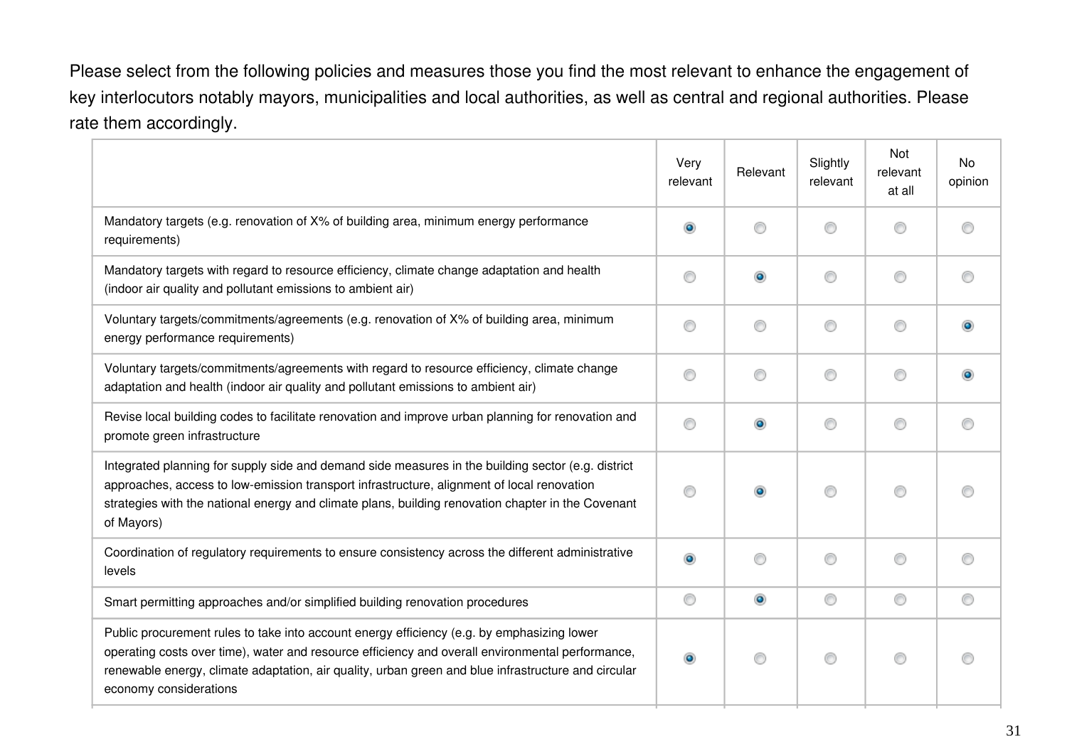Please select from the following policies and measures those you find the most relevant to enhance the engagement of key interlocutors notably mayors, municipalities and local authorities, as well as central and regional authorities. Please rate them accordingly.

| | Very relevant | Relevant | Slightly relevant | Not relevant at all | No opinion |
|---|---|---|---|---|---|
| Mandatory targets (e.g. renovation of X% of building area, minimum energy performance requirements) | ◉ | ○ | ○ | ○ | ○ |
| Mandatory targets with regard to resource efficiency, climate change adaptation and health (indoor air quality and pollutant emissions to ambient air) | ○ | ◉ | ○ | ○ | ○ |
| Voluntary targets/commitments/agreements (e.g. renovation of X% of building area, minimum energy performance requirements) | ○ | ○ | ○ | ○ | ◉ |
| Voluntary targets/commitments/agreements with regard to resource efficiency, climate change adaptation and health (indoor air quality and pollutant emissions to ambient air) | ○ | ○ | ○ | ○ | ◉ |
| Revise local building codes to facilitate renovation and improve urban planning for renovation and promote green infrastructure | ○ | ◉ | ○ | ○ | ○ |
| Integrated planning for supply side and demand side measures in the building sector (e.g. district approaches, access to low-emission transport infrastructure, alignment of local renovation strategies with the national energy and climate plans, building renovation chapter in the Covenant of Mayors) | ○ | ◉ | ○ | ○ | ○ |
| Coordination of regulatory requirements to ensure consistency across the different administrative levels | ◉ | ○ | ○ | ○ | ○ |
| Smart permitting approaches and/or simplified building renovation procedures | ○ | ◉ | ○ | ○ | ○ |
| Public procurement rules to take into account energy efficiency (e.g. by emphasizing lower operating costs over time), water and resource efficiency and overall environmental performance, renewable energy, climate adaptation, air quality, urban green and blue infrastructure and circular economy considerations | ◉ | ○ | ○ | ○ | ○ |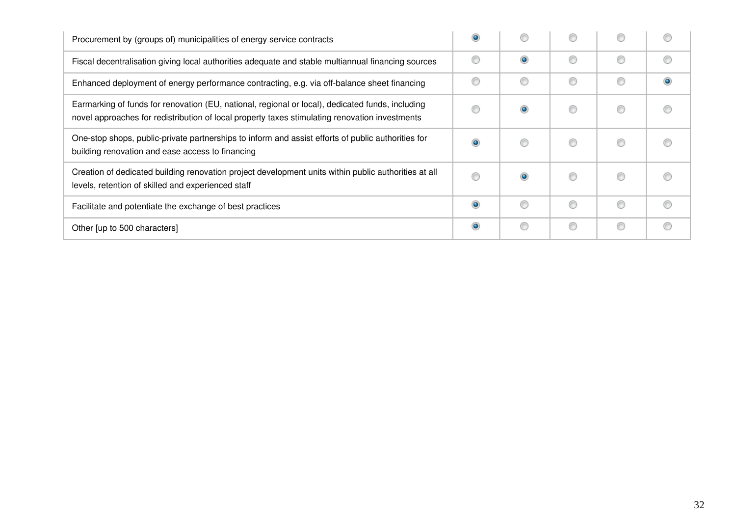| | | | | | |
|---|---|---|---|---|---|
| Procurement by (groups of) municipalities of energy service contracts | ◉ | ○ | ○ | ○ | ○ |
| Fiscal decentralisation giving local authorities adequate and stable multiannual financing sources | ○ | ◉ | ○ | ○ | ○ |
| Enhanced deployment of energy performance contracting, e.g. via off-balance sheet financing | ○ | ○ | ○ | ○ | ◉ |
| Earmarking of funds for renovation (EU, national, regional or local), dedicated funds, including novel approaches for redistribution of local property taxes stimulating renovation investments | ○ | ◉ | ○ | ○ | ○ |
| One-stop shops, public-private partnerships to inform and assist efforts of public authorities for building renovation and ease access to financing | ◉ | ○ | ○ | ○ | ○ |
| Creation of dedicated building renovation project development units within public authorities at all levels, retention of skilled and experienced staff | ○ | ◉ | ○ | ○ | ○ |
| Facilitate and potentiate the exchange of best practices | ◉ | ○ | ○ | ○ | ○ |
| Other [up to 500 characters] | ◉ | ○ | ○ | ○ | ○ |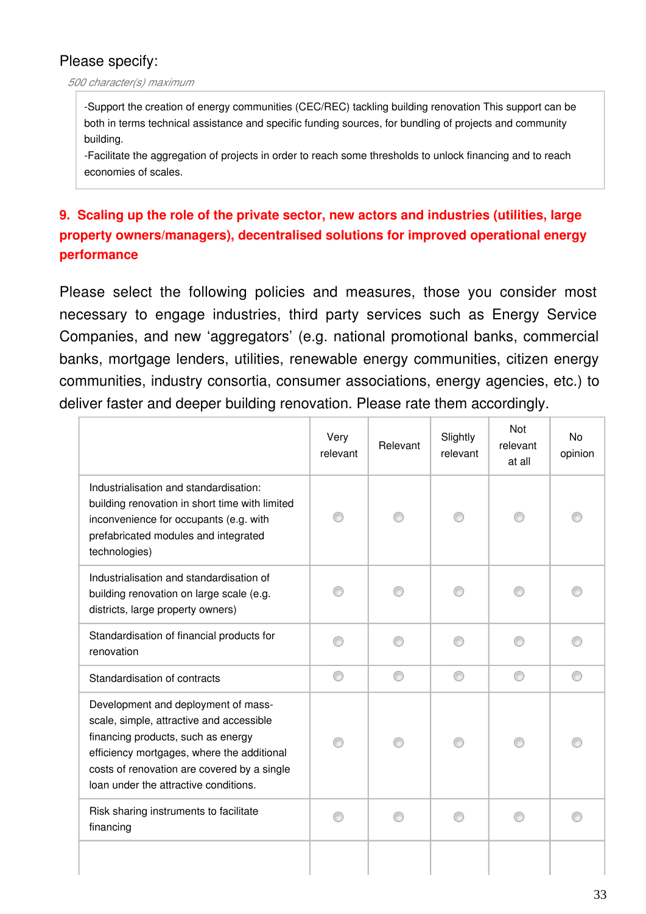Please specify:

*500 character(s) maximum*

-Support the creation of energy communities (CEC/REC) tackling building renovation This support can be both in terms technical assistance and specific funding sources, for bundling of projects and community building.
-Facilitate the aggregation of projects in order to reach some thresholds to unlock financing and to reach economies of scales.

**9. Scaling up the role of the private sector, new actors and industries (utilities, large property owners/managers), decentralised solutions for improved operational energy performance**

Please select the following policies and measures, those you consider most necessary to engage industries, third party services such as Energy Service Companies, and new 'aggregators' (e.g. national promotional banks, commercial banks, mortgage lenders, utilities, renewable energy communities, citizen energy communities, industry consortia, consumer associations, energy agencies, etc.) to deliver faster and deeper building renovation. Please rate them accordingly.

| | Very relevant | Relevant | Slightly relevant | Not relevant at all | No opinion |
|---|---|---|---|---|---|
| Industrialisation and standardisation: building renovation in short time with limited inconvenience for occupants (e.g. with prefabricated modules and integrated technologies) | ○ | ○ | ○ | ○ | ○ |
| Industrialisation and standardisation of building renovation on large scale (e.g. districts, large property owners) | ○ | ○ | ○ | ○ | ○ |
| Standardisation of financial products for renovation | ○ | ○ | ○ | ○ | ○ |
| Standardisation of contracts | ○ | ○ | ○ | ○ | ○ |
| Development and deployment of mass-scale, simple, attractive and accessible financing products, such as energy efficiency mortgages, where the additional costs of renovation are covered by a single loan under the attractive conditions. | ○ | ○ | ○ | ○ | ○ |
| Risk sharing instruments to facilitate financing | ○ | ○ | ○ | ○ | ○ |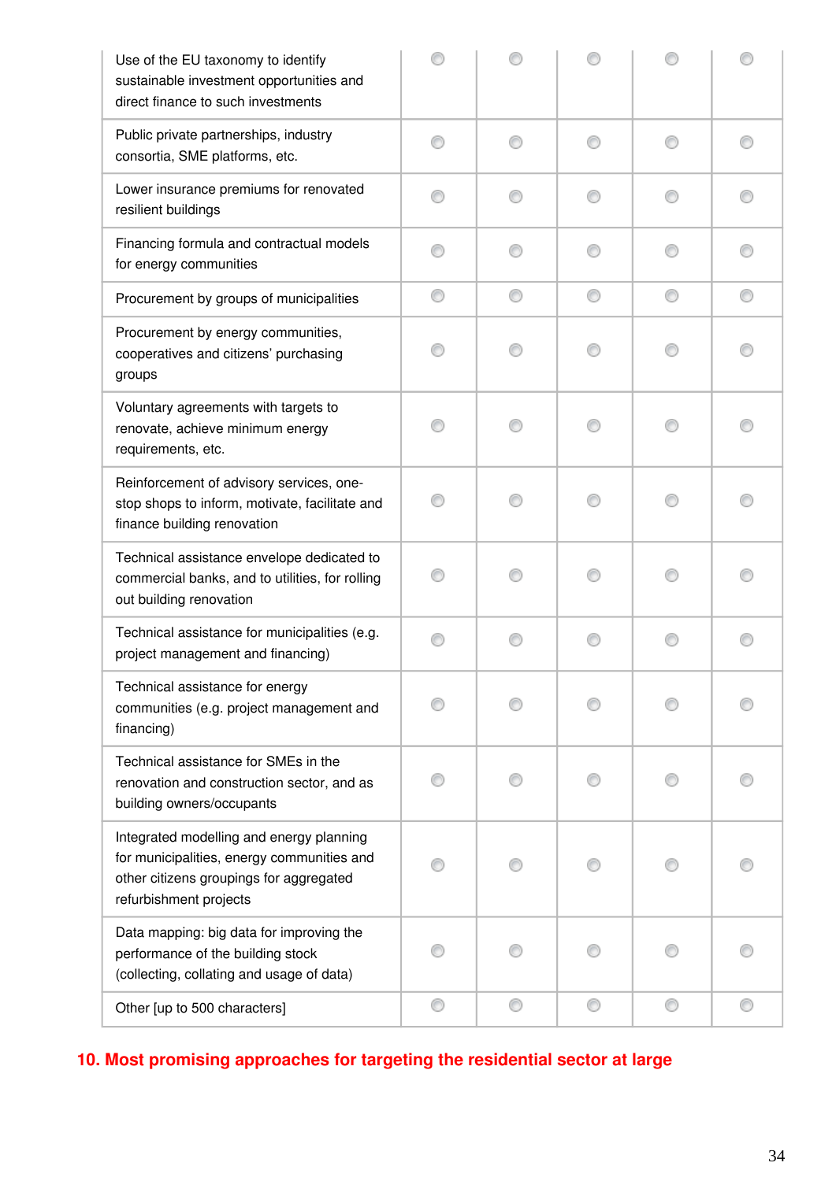| | | | | | |
|---|---|---|---|---|---|
| Use of the EU taxonomy to identify sustainable investment opportunities and direct finance to such investments | ◯ | ◯ | ◯ | ◯ | ◯ |
| Public private partnerships, industry consortia, SME platforms, etc. | ◯ | ◯ | ◯ | ◯ | ◯ |
| Lower insurance premiums for renovated resilient buildings | ◯ | ◯ | ◯ | ◯ | ◯ |
| Financing formula and contractual models for energy communities | ◯ | ◯ | ◯ | ◯ | ◯ |
| Procurement by groups of municipalities | ◯ | ◯ | ◯ | ◯ | ◯ |
| Procurement by energy communities, cooperatives and citizens' purchasing groups | ◯ | ◯ | ◯ | ◯ | ◯ |
| Voluntary agreements with targets to renovate, achieve minimum energy requirements, etc. | ◯ | ◯ | ◯ | ◯ | ◯ |
| Reinforcement of advisory services, one-stop shops to inform, motivate, facilitate and finance building renovation | ◯ | ◯ | ◯ | ◯ | ◯ |
| Technical assistance envelope dedicated to commercial banks, and to utilities, for rolling out building renovation | ◯ | ◯ | ◯ | ◯ | ◯ |
| Technical assistance for municipalities (e.g. project management and financing) | ◯ | ◯ | ◯ | ◯ | ◯ |
| Technical assistance for energy communities (e.g. project management and financing) | ◯ | ◯ | ◯ | ◯ | ◯ |
| Technical assistance for SMEs in the renovation and construction sector, and as building owners/occupants | ◯ | ◯ | ◯ | ◯ | ◯ |
| Integrated modelling and energy planning for municipalities, energy communities and other citizens groupings for aggregated refurbishment projects | ◯ | ◯ | ◯ | ◯ | ◯ |
| Data mapping: big data for improving the performance of the building stock (collecting, collating and usage of data) | ◯ | ◯ | ◯ | ◯ | ◯ |
| Other [up to 500 characters] | ◯ | ◯ | ◯ | ◯ | ◯ |

## 10. Most promising approaches for targeting the residential sector at large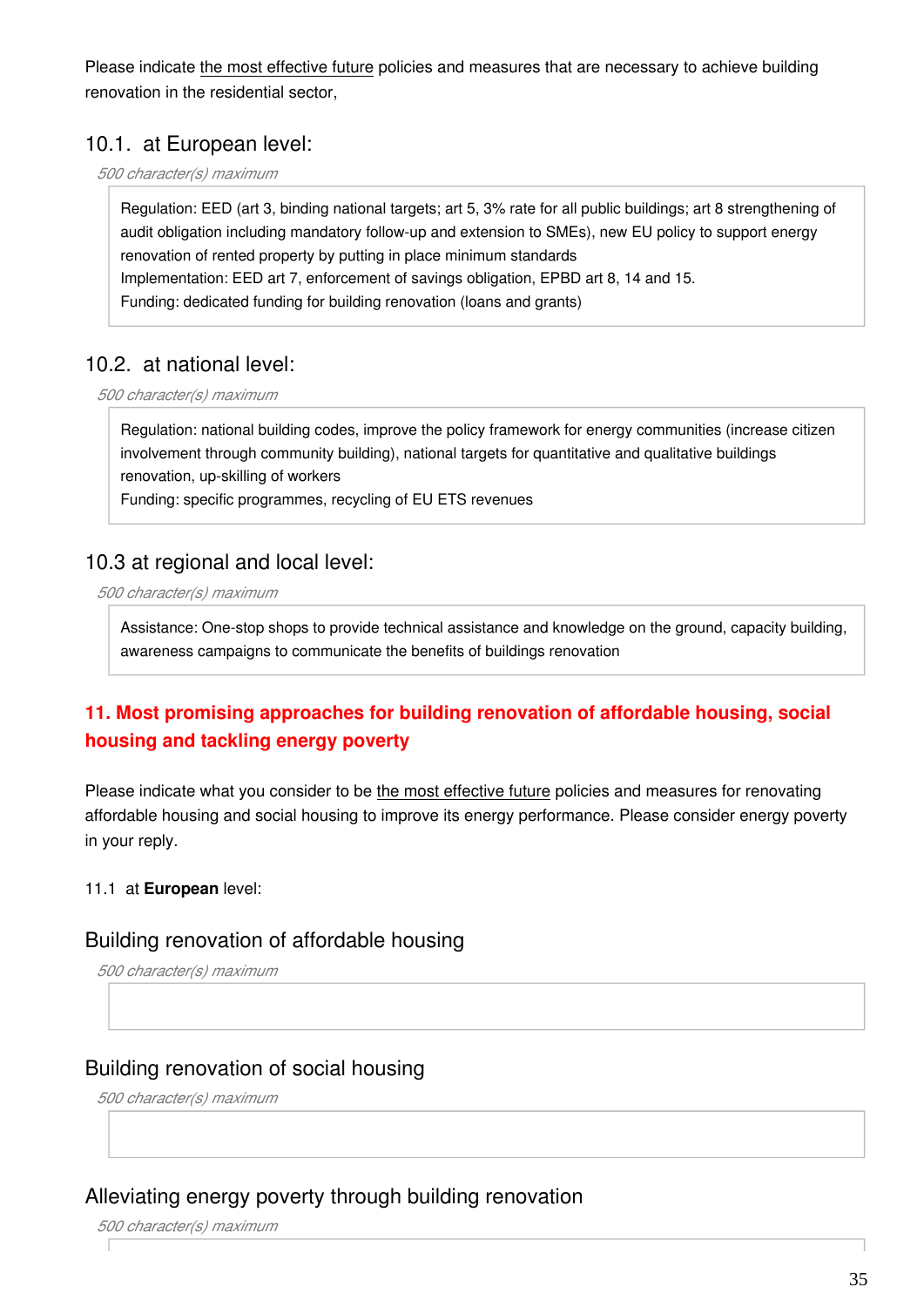Please indicate the most effective future policies and measures that are necessary to achieve building renovation in the residential sector,

### 10.1. at European level:

*500 character(s) maximum*

Regulation: EED (art 3, binding national targets; art 5, 3% rate for all public buildings; art 8 strengthening of audit obligation including mandatory follow-up and extension to SMEs), new EU policy to support energy renovation of rented property by putting in place minimum standards
Implementation: EED art 7, enforcement of savings obligation, EPBD art 8, 14 and 15.
Funding: dedicated funding for building renovation (loans and grants)

### 10.2. at national level:

*500 character(s) maximum*

Regulation: national building codes, improve the policy framework for energy communities (increase citizen involvement through community building), national targets for quantitative and qualitative buildings renovation, up-skilling of workers
Funding: specific programmes, recycling of EU ETS revenues

### 10.3 at regional and local level:

*500 character(s) maximum*

Assistance: One-stop shops to provide technical assistance and knowledge on the ground, capacity building, awareness campaigns to communicate the benefits of buildings renovation

## 11. Most promising approaches for building renovation of affordable housing, social housing and tackling energy poverty

Please indicate what you consider to be the most effective future policies and measures for renovating affordable housing and social housing to improve its energy performance. Please consider energy poverty in your reply.

11.1 at **European** level:

### Building renovation of affordable housing

*500 character(s) maximum*

### Building renovation of social housing

*500 character(s) maximum*

### Alleviating energy poverty through building renovation

*500 character(s) maximum*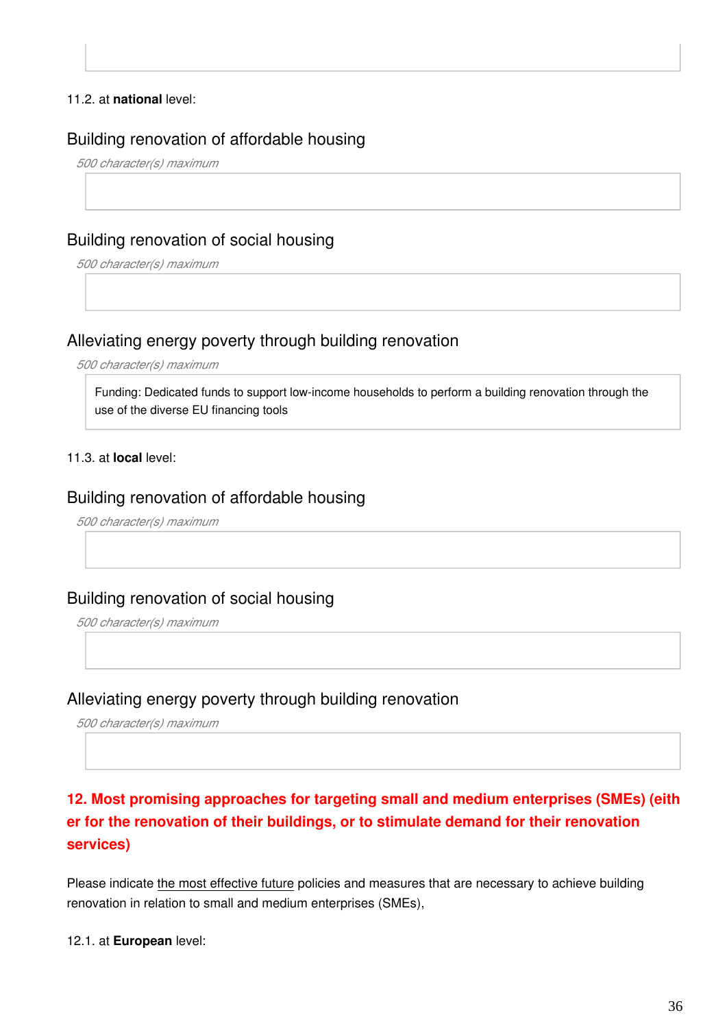11.2. at **national** level:

### Building renovation of affordable housing

*500 character(s) maximum*

### Building renovation of social housing

*500 character(s) maximum*

### Alleviating energy poverty through building renovation

*500 character(s) maximum*

Funding: Dedicated funds to support low-income households to perform a building renovation through the use of the diverse EU financing tools

11.3. at **local** level:

### Building renovation of affordable housing

*500 character(s) maximum*

### Building renovation of social housing

*500 character(s) maximum*

### Alleviating energy poverty through building renovation

*500 character(s) maximum*

## 12. Most promising approaches for targeting small and medium enterprises (SMEs) (either for the renovation of their buildings, or to stimulate demand for their renovation services)

Please indicate the most effective future policies and measures that are necessary to achieve building renovation in relation to small and medium enterprises (SMEs),

12.1. at **European** level: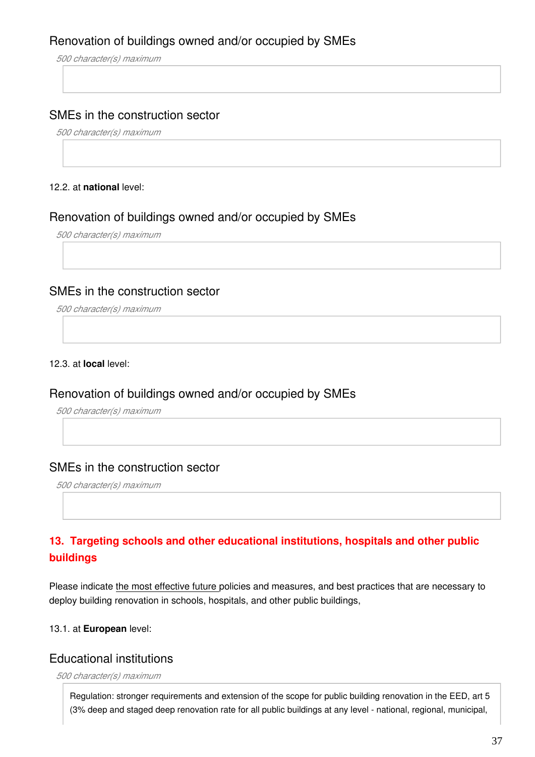### Renovation of buildings owned and/or occupied by SMEs

*500 character(s) maximum*

### SMEs in the construction sector

*500 character(s) maximum*

12.2. at **national** level:

### Renovation of buildings owned and/or occupied by SMEs

*500 character(s) maximum*

### SMEs in the construction sector

*500 character(s) maximum*

12.3. at **local** level:

### Renovation of buildings owned and/or occupied by SMEs

*500 character(s) maximum*

### SMEs in the construction sector

*500 character(s) maximum*

## 13. Targeting schools and other educational institutions, hospitals and other public buildings

Please indicate the most effective future policies and measures, and best practices that are necessary to deploy building renovation in schools, hospitals, and other public buildings,

13.1. at **European** level:

### Educational institutions

*500 character(s) maximum*

Regulation: stronger requirements and extension of the scope for public building renovation in the EED, art 5 (3% deep and staged deep renovation rate for all public buildings at any level - national, regional, municipal,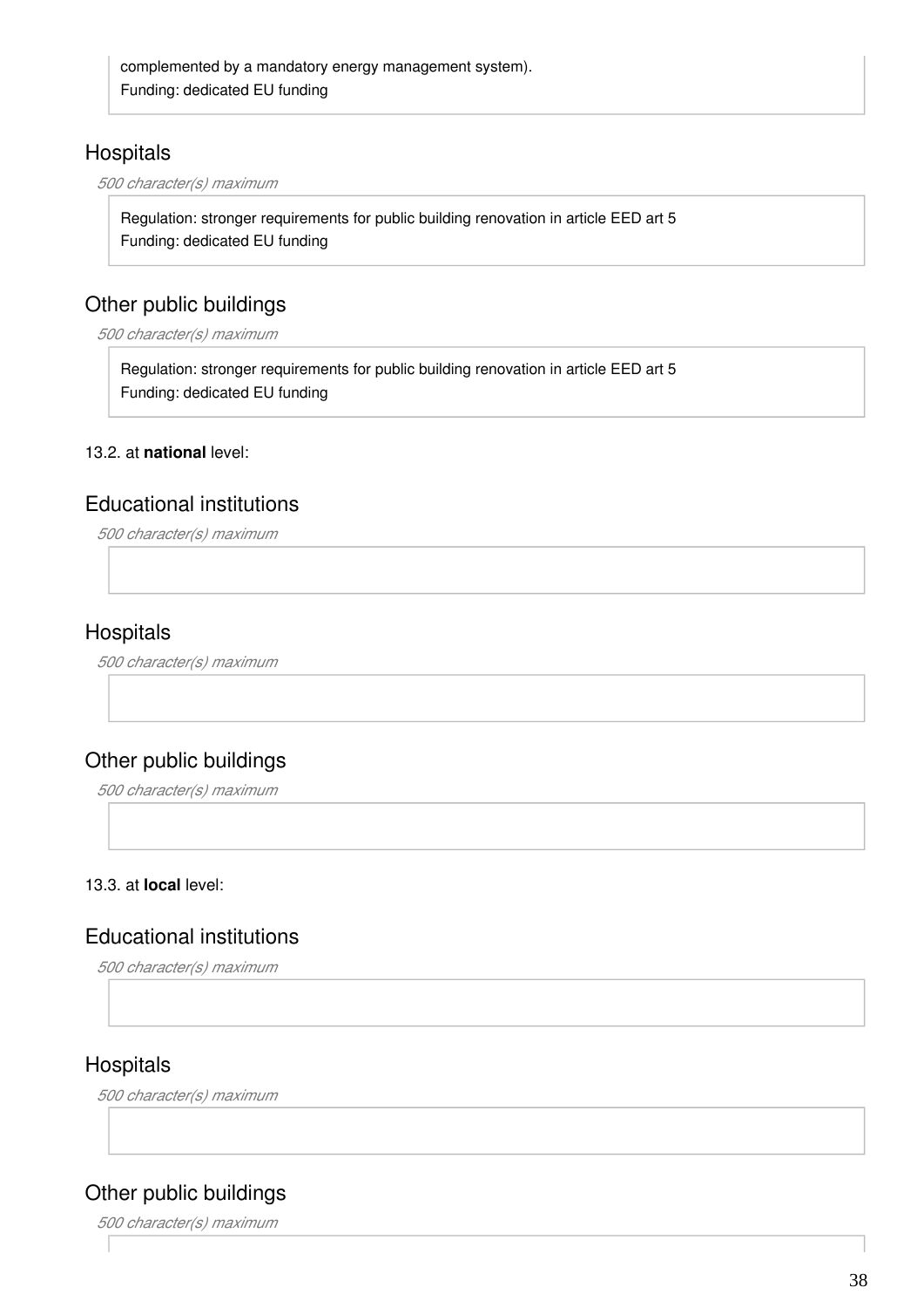complemented by a mandatory energy management system).
Funding: dedicated EU funding

## Hospitals

*500 character(s) maximum*

Regulation: stronger requirements for public building renovation in article EED art 5
Funding: dedicated EU funding

## Other public buildings

*500 character(s) maximum*

Regulation: stronger requirements for public building renovation in article EED art 5
Funding: dedicated EU funding

13.2. at **national** level:

## Educational institutions

*500 character(s) maximum*

## Hospitals

*500 character(s) maximum*

## Other public buildings

*500 character(s) maximum*

13.3. at **local** level:

## Educational institutions

*500 character(s) maximum*

## Hospitals

*500 character(s) maximum*

## Other public buildings

*500 character(s) maximum*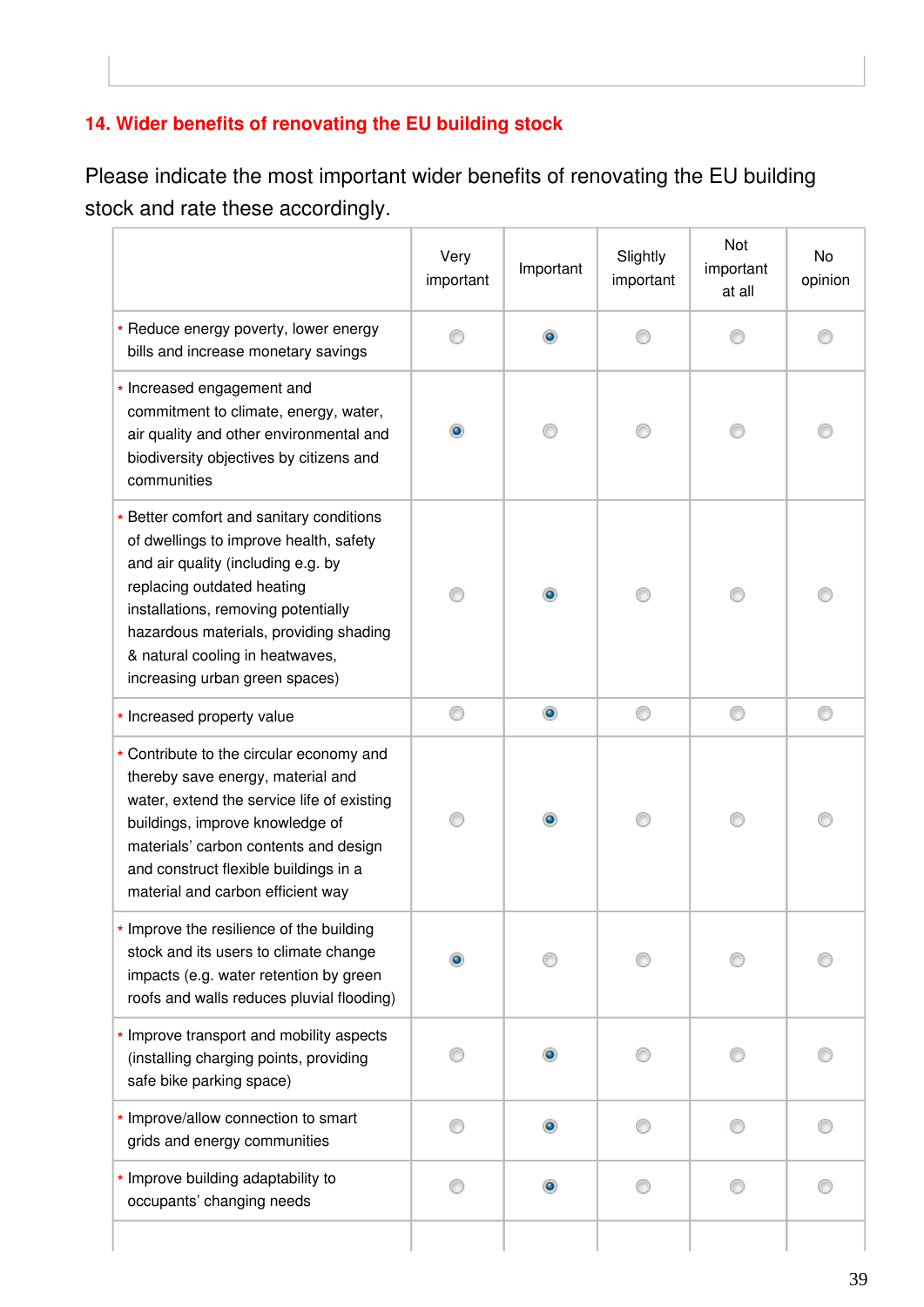## 14. Wider benefits of renovating the EU building stock

Please indicate the most important wider benefits of renovating the EU building stock and rate these accordingly.

| | Very important | Important | Slightly important | Not important at all | No opinion |
|---|---|---|---|---|---|
| * Reduce energy poverty, lower energy bills and increase monetary savings | | X | | | |
| * Increased engagement and commitment to climate, energy, water, air quality and other environmental and biodiversity objectives by citizens and communities | X | | | | |
| * Better comfort and sanitary conditions of dwellings to improve health, safety and air quality (including e.g. by replacing outdated heating installations, removing potentially hazardous materials, providing shading & natural cooling in heatwaves, increasing urban green spaces) | | X | | | |
| * Increased property value | | X | | | |
| * Contribute to the circular economy and thereby save energy, material and water, extend the service life of existing buildings, improve knowledge of materials' carbon contents and design and construct flexible buildings in a material and carbon efficient way | | X | | | |
| * Improve the resilience of the building stock and its users to climate change impacts (e.g. water retention by green roofs and walls reduces pluvial flooding) | X | | | | |
| * Improve transport and mobility aspects (installing charging points, providing safe bike parking space) | | X | | | |
| * Improve/allow connection to smart grids and energy communities | | X | | | |
| * Improve building adaptability to occupants' changing needs | | X | | | |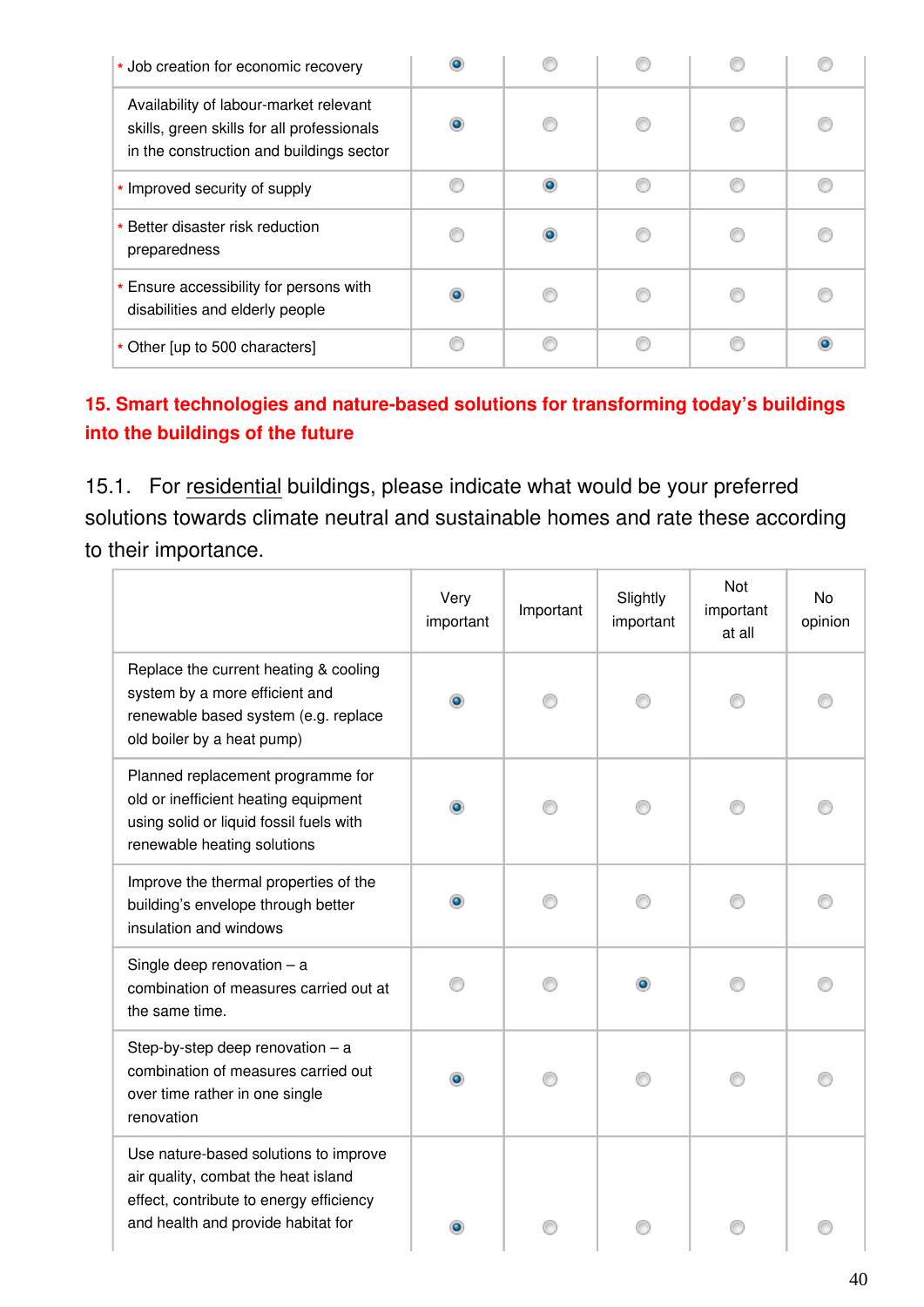| | | | | | |
|---|---|---|---|---|---|
| * Job creation for economic recovery | ◉ | ○ | ○ | ○ | ○ |
| Availability of labour-market relevant skills, green skills for all professionals in the construction and buildings sector | ◉ | ○ | ○ | ○ | ○ |
| * Improved security of supply | ○ | ◉ | ○ | ○ | ○ |
| * Better disaster risk reduction preparedness | ○ | ◉ | ○ | ○ | ○ |
| * Ensure accessibility for persons with disabilities and elderly people | ◉ | ○ | ○ | ○ | ○ |
| * Other [up to 500 characters] | ○ | ○ | ○ | ○ | ◉ |

## 15. Smart technologies and nature-based solutions for transforming today's buildings into the buildings of the future

15.1. For residential buildings, please indicate what would be your preferred solutions towards climate neutral and sustainable homes and rate these according to their importance.

| | Very important | Important | Slightly important | Not important at all | No opinion |
|---|---|---|---|---|---|
| Replace the current heating & cooling system by a more efficient and renewable based system (e.g. replace old boiler by a heat pump) | ◉ | ○ | ○ | ○ | ○ |
| Planned replacement programme for old or inefficient heating equipment using solid or liquid fossil fuels with renewable heating solutions | ◉ | ○ | ○ | ○ | ○ |
| Improve the thermal properties of the building's envelope through better insulation and windows | ◉ | ○ | ○ | ○ | ○ |
| Single deep renovation – a combination of measures carried out at the same time. | ○ | ○ | ◉ | ○ | ○ |
| Step-by-step deep renovation – a combination of measures carried out over time rather in one single renovation | ◉ | ○ | ○ | ○ | ○ |
| Use nature-based solutions to improve air quality, combat the heat island effect, contribute to energy efficiency and health and provide habitat for | ◉ | ○ | ○ | ○ | ○ |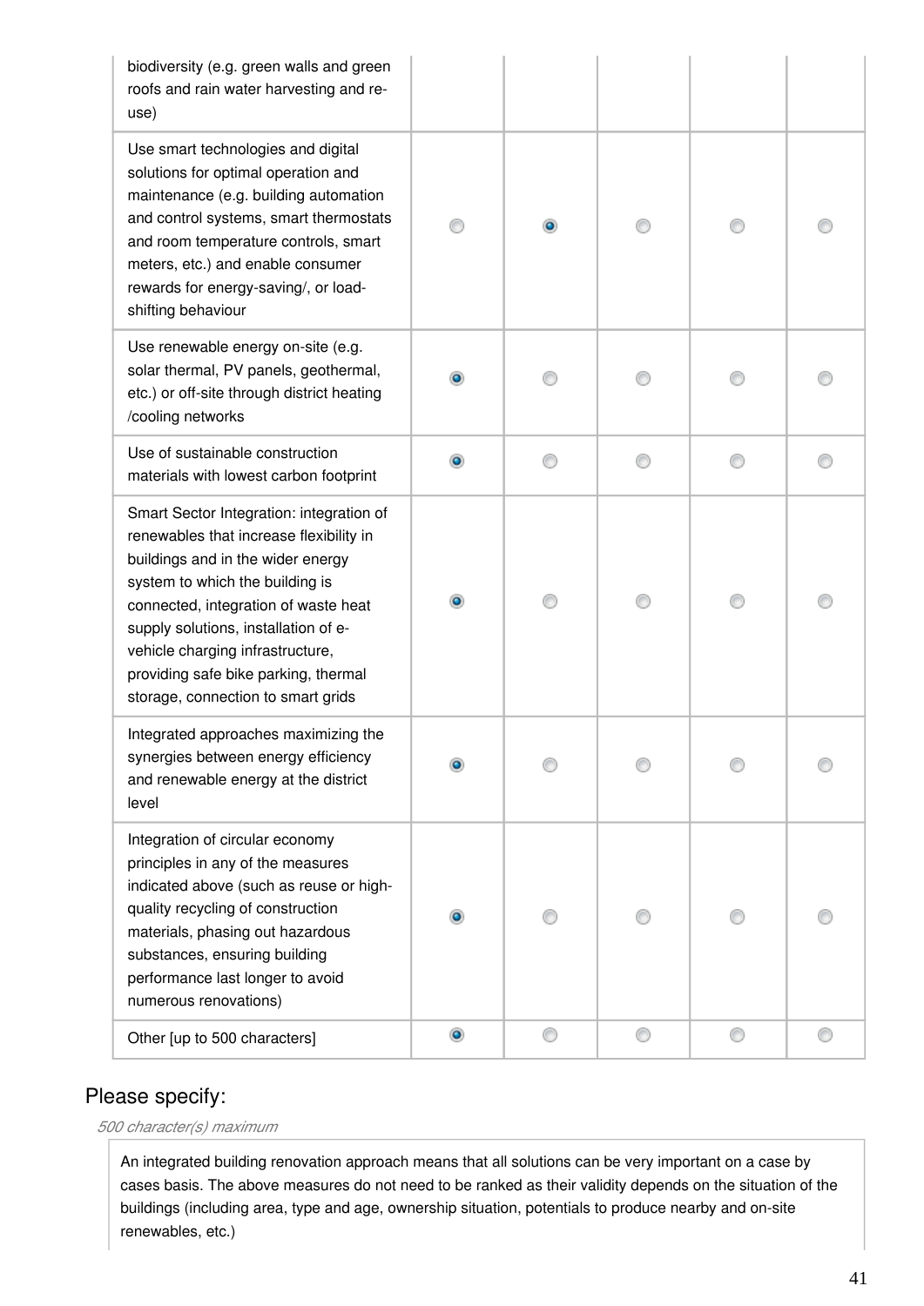| | | | | | |
|---|---|---|---|---|---|
| biodiversity (e.g. green walls and green roofs and rain water harvesting and re-use) | | | | | |
| Use smart technologies and digital solutions for optimal operation and maintenance (e.g. building automation and control systems, smart thermostats and room temperature controls, smart meters, etc.) and enable consumer rewards for energy-saving/, or load-shifting behaviour | ○ | ● | ○ | ○ | ○ |
| Use renewable energy on-site (e.g. solar thermal, PV panels, geothermal, etc.) or off-site through district heating /cooling networks | ● | ○ | ○ | ○ | ○ |
| Use of sustainable construction materials with lowest carbon footprint | ● | ○ | ○ | ○ | ○ |
| Smart Sector Integration: integration of renewables that increase flexibility in buildings and in the wider energy system to which the building is connected, integration of waste heat supply solutions, installation of e-vehicle charging infrastructure, providing safe bike parking, thermal storage, connection to smart grids | ● | ○ | ○ | ○ | ○ |
| Integrated approaches maximizing the synergies between energy efficiency and renewable energy at the district level | ● | ○ | ○ | ○ | ○ |
| Integration of circular economy principles in any of the measures indicated above (such as reuse or high-quality recycling of construction materials, phasing out hazardous substances, ensuring building performance last longer to avoid numerous renovations) | ● | ○ | ○ | ○ | ○ |
| Other [up to 500 characters] | ● | ○ | ○ | ○ | ○ |

## Please specify:

*500 character(s) maximum*

An integrated building renovation approach means that all solutions can be very important on a case by cases basis. The above measures do not need to be ranked as their validity depends on the situation of the buildings (including area, type and age, ownership situation, potentials to produce nearby and on-site renewables, etc.)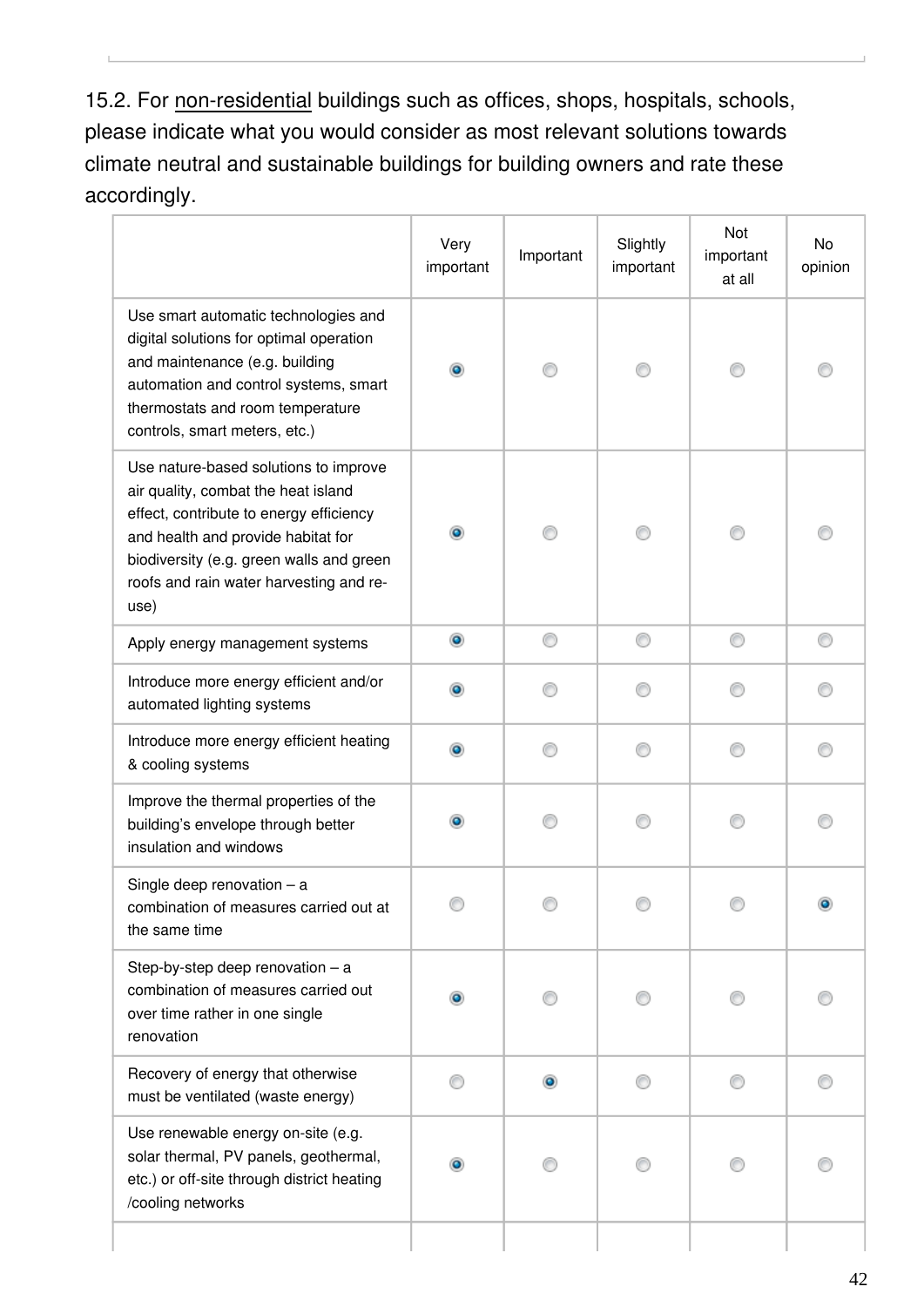15.2. For <u>non-residential</u> buildings such as offices, shops, hospitals, schools, please indicate what you would consider as most relevant solutions towards climate neutral and sustainable buildings for building owners and rate these accordingly.

| | Very important | Important | Slightly important | Not important at all | No opinion |
|---|---|---|---|---|---|
| Use smart automatic technologies and digital solutions for optimal operation and maintenance (e.g. building automation and control systems, smart thermostats and room temperature controls, smart meters, etc.) | ◉ | ○ | ○ | ○ | ○ |
| Use nature-based solutions to improve air quality, combat the heat island effect, contribute to energy efficiency and health and provide habitat for biodiversity (e.g. green walls and green roofs and rain water harvesting and re-use) | ◉ | ○ | ○ | ○ | ○ |
| Apply energy management systems | ◉ | ○ | ○ | ○ | ○ |
| Introduce more energy efficient and/or automated lighting systems | ◉ | ○ | ○ | ○ | ○ |
| Introduce more energy efficient heating & cooling systems | ◉ | ○ | ○ | ○ | ○ |
| Improve the thermal properties of the building's envelope through better insulation and windows | ◉ | ○ | ○ | ○ | ○ |
| Single deep renovation – a combination of measures carried out at the same time | ○ | ○ | ○ | ○ | ◉ |
| Step-by-step deep renovation – a combination of measures carried out over time rather in one single renovation | ◉ | ○ | ○ | ○ | ○ |
| Recovery of energy that otherwise must be ventilated (waste energy) | ○ | ◉ | ○ | ○ | ○ |
| Use renewable energy on-site (e.g. solar thermal, PV panels, geothermal, etc.) or off-site through district heating /cooling networks | ◉ | ○ | ○ | ○ | ○ |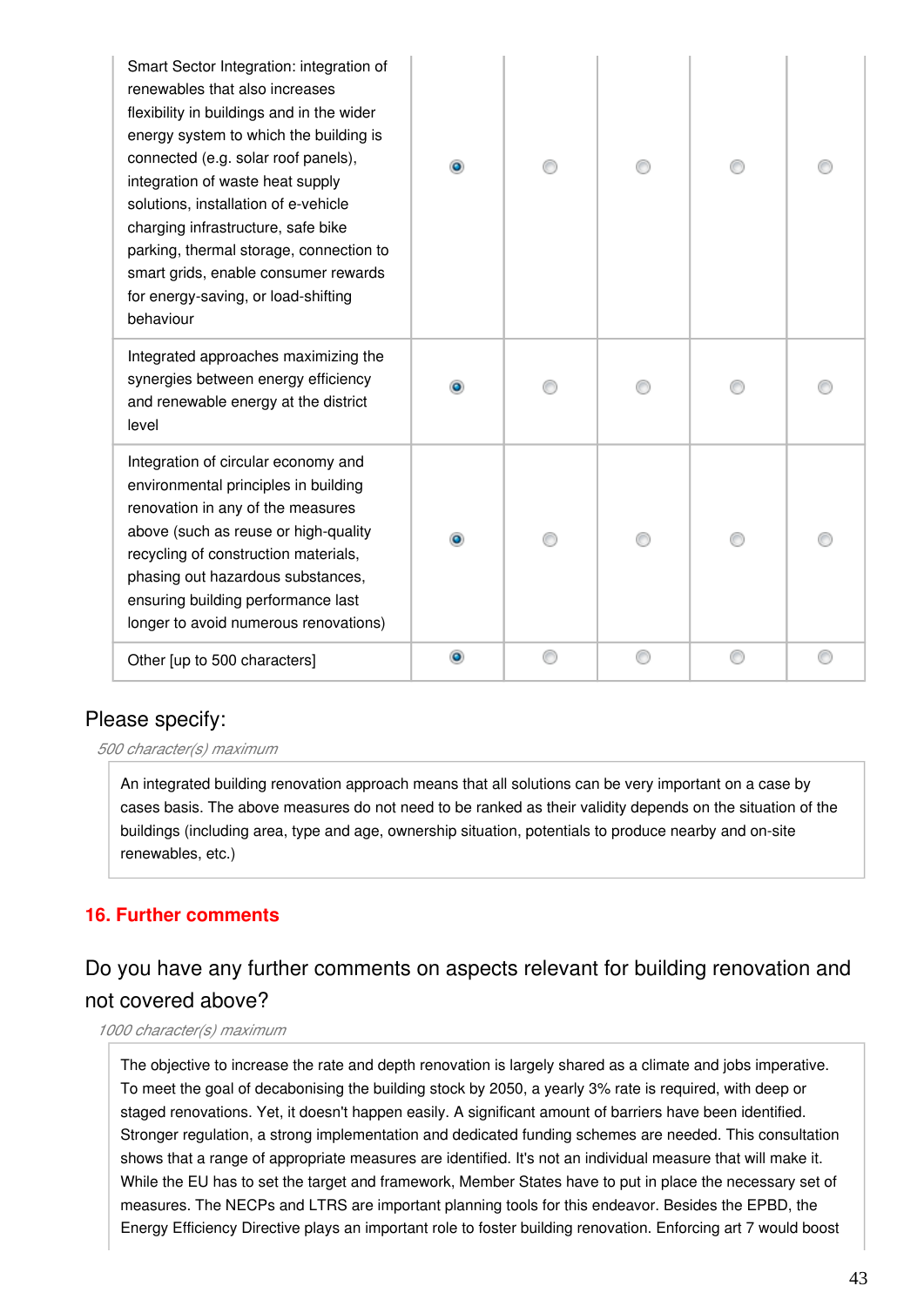| | | | | | |
|---|---|---|---|---|---|
| Smart Sector Integration: integration of renewables that also increases flexibility in buildings and in the wider energy system to which the building is connected (e.g. solar roof panels), integration of waste heat supply solutions, installation of e-vehicle charging infrastructure, safe bike parking, thermal storage, connection to smart grids, enable consumer rewards for energy-saving, or load-shifting behaviour | ◉ | ◯ | ◯ | ◯ | ◯ |
| Integrated approaches maximizing the synergies between energy efficiency and renewable energy at the district level | ◉ | ◯ | ◯ | ◯ | ◯ |
| Integration of circular economy and environmental principles in building renovation in any of the measures above (such as reuse or high-quality recycling of construction materials, phasing out hazardous substances, ensuring building performance last longer to avoid numerous renovations) | ◉ | ◯ | ◯ | ◯ | ◯ |
| Other [up to 500 characters] | ◉ | ◯ | ◯ | ◯ | ◯ |

Please specify:

*500 character(s) maximum*

An integrated building renovation approach means that all solutions can be very important on a case by cases basis. The above measures do not need to be ranked as their validity depends on the situation of the buildings (including area, type and age, ownership situation, potentials to produce nearby and on-site renewables, etc.)

## 16. Further comments

Do you have any further comments on aspects relevant for building renovation and not covered above?

*1000 character(s) maximum*

The objective to increase the rate and depth renovation is largely shared as a climate and jobs imperative. To meet the goal of decabonising the building stock by 2050, a yearly 3% rate is required, with deep or staged renovations. Yet, it doesn't happen easily. A significant amount of barriers have been identified. Stronger regulation, a strong implementation and dedicated funding schemes are needed. This consultation shows that a range of appropriate measures are identified. It's not an individual measure that will make it. While the EU has to set the target and framework, Member States have to put in place the necessary set of measures. The NECPs and LTRS are important planning tools for this endeavor. Besides the EPBD, the Energy Efficiency Directive plays an important role to foster building renovation. Enforcing art 7 would boost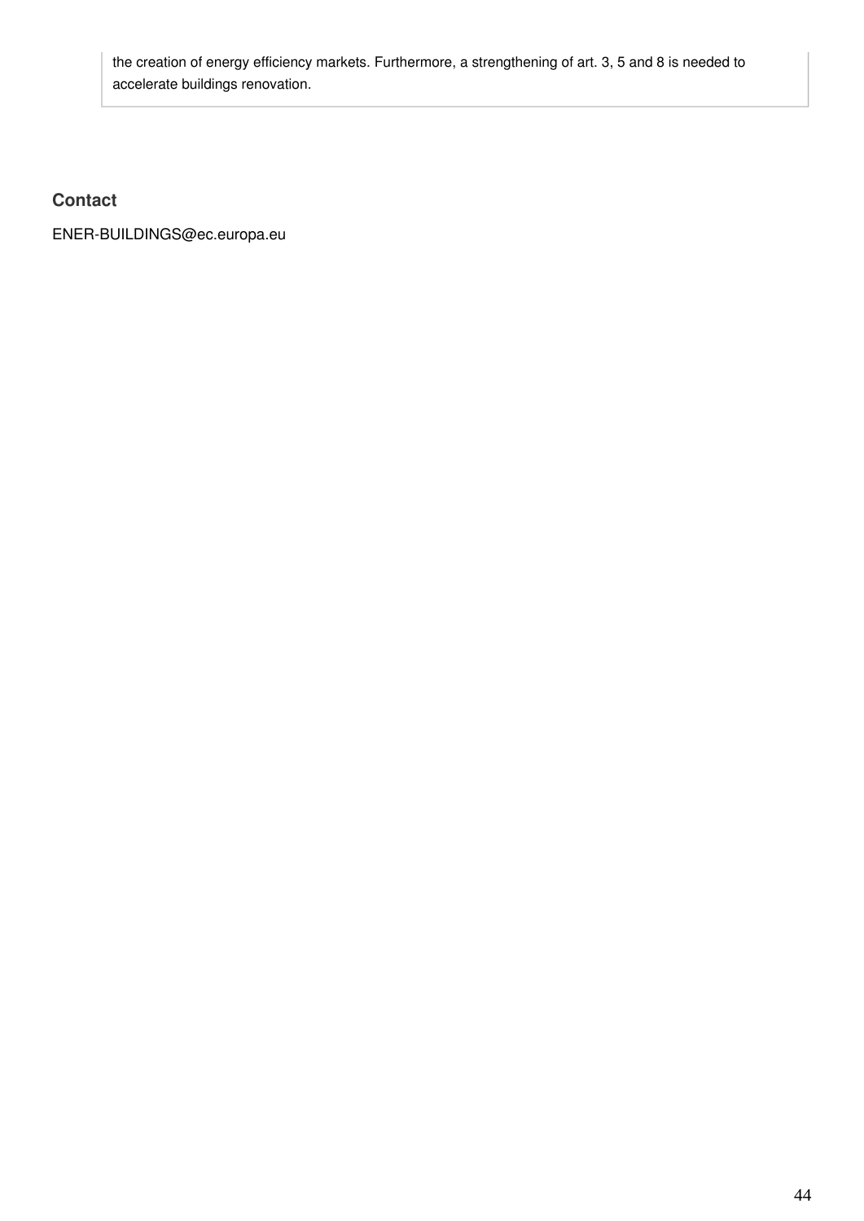the creation of energy efficiency markets. Furthermore, a strengthening of art. 3, 5 and 8 is needed to accelerate buildings renovation.

### Contact

ENER-BUILDINGS@ec.europa.eu